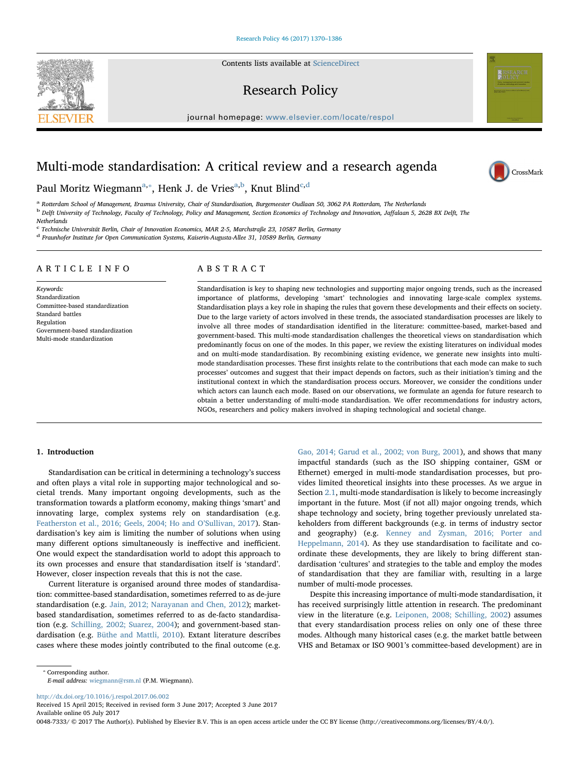Contents lists available at ScienceDirect

# Research Policy

journal homepage: www.elsevier.com/locate/respol

# Multi-mode standardisation: A critical review and a research agenda

Paul Moritz Wiegmann[a,*], Henk J. de Vries[a,b], Knut Blind[c,d]

[a] Rotterdam School of Management, Erasmus University, Chair of Standardisation, Burgemeester Oudlaan 50, 3062 PA Rotterdam, The Netherlands
[b] Delft University of Technology, Faculty of Technology, Policy and Management, Section Economics of Technology and Innovation, Jaffalaan 5, 2628 BX Delft, The Netherlands
[c] Technische Universität Berlin, Chair of Innovation Economics, MAR 2-5, Marchstraße 23, 10587 Berlin, Germany
[d] Fraunhofer Institute for Open Communication Systems, Kaiserin-Augusta-Allee 31, 10589 Berlin, Germany

## ARTICLE INFO

*Keywords:*
Standardization
Committee-based standardization
Standard battles
Regulation
Government-based standardization
Multi-mode standardization

## ABSTRACT

Standardisation is key to shaping new technologies and supporting major ongoing trends, such as the increased importance of platforms, developing 'smart' technologies and innovating large-scale complex systems. Standardisation plays a key role in shaping the rules that govern these developments and their effects on society. Due to the large variety of actors involved in these trends, the associated standardisation processes are likely to involve all three modes of standardisation identified in the literature: committee-based, market-based and government-based. This multi-mode standardisation challenges the theoretical views on standardisation which predominantly focus on one of the modes. In this paper, we review the existing literatures on individual modes and on multi-mode standardisation. By recombining existing evidence, we generate new insights into multi-mode standardisation processes. These first insights relate to the contributions that each mode can make to such processes' outcomes and suggest that their impact depends on factors, such as their initiation's timing and the institutional context in which the standardisation process occurs. Moreover, we consider the conditions under which actors can launch each mode. Based on our observations, we formulate an agenda for future research to obtain a better understanding of multi-mode standardisation. We offer recommendations for industry actors, NGOs, researchers and policy makers involved in shaping technological and societal change.

## 1. Introduction

Standardisation can be critical in determining a technology's success and often plays a vital role in supporting major technological and societal trends. Many important ongoing developments, such as the transformation towards a platform economy, making things 'smart' and innovating large, complex systems rely on standardisation (e.g. Featherston et al., 2016; Geels, 2004; Ho and O'Sullivan, 2017). Standardisation's key aim is limiting the number of solutions when using many different options simultaneously is ineffective and inefficient. One would expect the standardisation world to adopt this approach to its own processes and ensure that standardisation itself is 'standard'. However, closer inspection reveals that this is not the case.

Current literature is organised around three modes of standardisation: committee-based standardisation, sometimes referred to as de-jure standardisation (e.g. Jain, 2012; Narayanan and Chen, 2012); market-based standardisation, sometimes referred to as de-facto standardisation (e.g. Schilling, 2002; Suarez, 2004); and government-based standardisation (e.g. Büthe and Mattli, 2010). Extant literature describes cases where these modes jointly contributed to the final outcome (e.g. Gao, 2014; Garud et al., 2002; von Burg, 2001), and shows that many impactful standards (such as the ISO shipping container, GSM or Ethernet) emerged in multi-mode standardisation processes, but provides limited theoretical insights into these processes. As we argue in Section 2.1, multi-mode standardisation is likely to become increasingly important in the future. Most (if not all) major ongoing trends, which shape technology and society, bring together previously unrelated stakeholders from different backgrounds (e.g. in terms of industry sector and geography) (e.g. Kenney and Zysman, 2016; Porter and Heppelmann, 2014). As they use standardisation to facilitate and coordinate these developments, they are likely to bring different standardisation 'cultures' and strategies to the table and employ the modes of standardisation that they are familiar with, resulting in a large number of multi-mode processes.

Despite this increasing importance of multi-mode standardisation, it has received surprisingly little attention in research. The predominant view in the literature (e.g. Leiponen, 2008; Schilling, 2002) assumes that every standardisation process relies on only one of these three modes. Although many historical cases (e.g. the market battle between VHS and Betamax or ISO 9001's committee-based development) are in

* Corresponding author.
*E-mail address:* wiegmann@rsm.nl (P.M. Wiegmann).

http://dx.doi.org/10.1016/j.respol.2017.06.002
Received 15 April 2015; Received in revised form 3 June 2017; Accepted 3 June 2017
Available online 05 July 2017
0048-7333/ © 2017 The Author(s). Published by Elsevier B.V. This is an open access article under the CC BY license (http://creativecommons.org/licenses/BY/4.0/).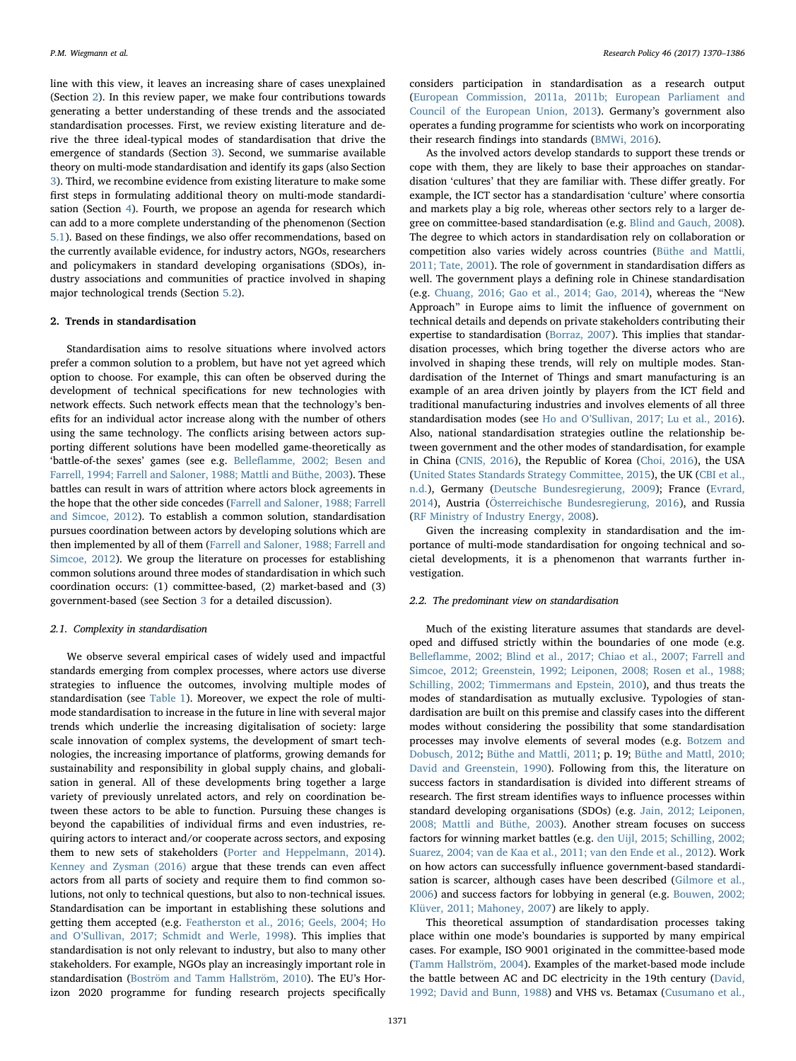line with this view, it leaves an increasing share of cases unexplained (Section 2). In this review paper, we make four contributions towards generating a better understanding of these trends and the associated standardisation processes. First, we review existing literature and derive the three ideal-typical modes of standardisation that drive the emergence of standards (Section 3). Second, we summarise available theory on multi-mode standardisation and identify its gaps (also Section 3). Third, we recombine evidence from existing literature to make some first steps in formulating additional theory on multi-mode standardisation (Section 4). Fourth, we propose an agenda for research which can add to a more complete understanding of the phenomenon (Section 5.1). Based on these findings, we also offer recommendations, based on the currently available evidence, for industry actors, NGOs, researchers and policymakers in standard developing organisations (SDOs), industry associations and communities of practice involved in shaping major technological trends (Section 5.2).

## 2. Trends in standardisation

Standardisation aims to resolve situations where involved actors prefer a common solution to a problem, but have not yet agreed which option to choose. For example, this can often be observed during the development of technical specifications for new technologies with network effects. Such network effects mean that the technology's benefits for an individual actor increase along with the number of others using the same technology. The conflicts arising between actors supporting different solutions have been modelled game-theoretically as 'battle-of-the sexes' games (see e.g. Belleflamme, 2002; Besen and Farrell, 1994; Farrell and Saloner, 1988; Mattli and Büthe, 2003). These battles can result in wars of attrition where actors block agreements in the hope that the other side concedes (Farrell and Saloner, 1988; Farrell and Simcoe, 2012). To establish a common solution, standardisation pursues coordination between actors by developing solutions which are then implemented by all of them (Farrell and Saloner, 1988; Farrell and Simcoe, 2012). We group the literature on processes for establishing common solutions around three modes of standardisation in which such coordination occurs: (1) committee-based, (2) market-based and (3) government-based (see Section 3 for a detailed discussion).

### 2.1. Complexity in standardisation

We observe several empirical cases of widely used and impactful standards emerging from complex processes, where actors use diverse strategies to influence the outcomes, involving multiple modes of standardisation (see Table 1). Moreover, we expect the role of multi-mode standardisation to increase in the future in line with several major trends which underlie the increasing digitalisation of society: large scale innovation of complex systems, the development of smart technologies, the increasing importance of platforms, growing demands for sustainability and responsibility in global supply chains, and globalisation in general. All of these developments bring together a large variety of previously unrelated actors, and rely on coordination between these actors to be able to function. Pursuing these changes is beyond the capabilities of individual firms and even industries, requiring actors to interact and/or cooperate across sectors, and exposing them to new sets of stakeholders (Porter and Heppelmann, 2014). Kenney and Zysman (2016) argue that these trends can even affect actors from all parts of society and require them to find common solutions, not only to technical questions, but also to non-technical issues. Standardisation can be important in establishing these solutions and getting them accepted (e.g. Featherston et al., 2016; Geels, 2004; Ho and O'Sullivan, 2017; Schmidt and Werle, 1998). This implies that standardisation is not only relevant to industry, but also to many other stakeholders. For example, NGOs play an increasingly important role in standardisation (Boström and Tamm Hallström, 2010). The EU's Horizon 2020 programme for funding research projects specifically considers participation in standardisation as a research output (European Commission, 2011a, 2011b; European Parliament and Council of the European Union, 2013). Germany's government also operates a funding programme for scientists who work on incorporating their research findings into standards (BMWi, 2016).

As the involved actors develop standards to support these trends or cope with them, they are likely to base their approaches on standardisation 'cultures' that they are familiar with. These differ greatly. For example, the ICT sector has a standardisation 'culture' where consortia and markets play a big role, whereas other sectors rely to a larger degree on committee-based standardisation (e.g. Blind and Gauch, 2008). The degree to which actors in standardisation rely on collaboration or competition also varies widely across countries (Büthe and Mattli, 2011; Tate, 2001). The role of government in standardisation differs as well. The government plays a defining role in Chinese standardisation (e.g. Chuang, 2016; Gao et al., 2014; Gao, 2014), whereas the "New Approach" in Europe aims to limit the influence of government on technical details and depends on private stakeholders contributing their expertise to standardisation (Borraz, 2007). This implies that standardisation processes, which bring together the diverse actors who are involved in shaping these trends, will rely on multiple modes. Standardisation of the Internet of Things and smart manufacturing is an example of an area driven jointly by players from the ICT field and traditional manufacturing industries and involves elements of all three standardisation modes (see Ho and O'Sullivan, 2017; Lu et al., 2016). Also, national standardisation strategies outline the relationship between government and the other modes of standardisation, for example in China (CNIS, 2016), the Republic of Korea (Choi, 2016), the USA (United States Standards Strategy Committee, 2015), the UK (CBI et al., n.d.), Germany (Deutsche Bundesregierung, 2009); France (Evrard, 2014), Austria (Österreichische Bundesregierung, 2016), and Russia (RF Ministry of Industry Energy, 2008).

Given the increasing complexity in standardisation and the importance of multi-mode standardisation for ongoing technical and societal developments, it is a phenomenon that warrants further investigation.

### 2.2. The predominant view on standardisation

Much of the existing literature assumes that standards are developed and diffused strictly within the boundaries of one mode (e.g. Belleflamme, 2002; Blind et al., 2017; Chiao et al., 2007; Farrell and Simcoe, 2012; Greenstein, 1992; Leiponen, 2008; Rosen et al., 1988; Schilling, 2002; Timmermans and Epstein, 2010), and thus treats the modes of standardisation as mutually exclusive. Typologies of standardisation are built on this premise and classify cases into the different modes without considering the possibility that some standardisation processes may involve elements of several modes (e.g. Botzem and Dobusch, 2012; Büthe and Mattli, 2011; p. 19; Büthe and Mattl, 2010; David and Greenstein, 1990). Following from this, the literature on success factors in standardisation is divided into different streams of research. The first stream identifies ways to influence processes within standard developing organisations (SDOs) (e.g. Jain, 2012; Leiponen, 2008; Mattli and Büthe, 2003). Another stream focuses on success factors for winning market battles (e.g. den Uijl, 2015; Schilling, 2002; Suarez, 2004; van de Kaa et al., 2011; van den Ende et al., 2012). Work on how actors can successfully influence government-based standardisation is scarcer, although cases have been described (Gilmore et al., 2006) and success factors for lobbying in general (e.g. Bouwen, 2002; Klüver, 2011; Mahoney, 2007) are likely to apply.

This theoretical assumption of standardisation processes taking place within one mode's boundaries is supported by many empirical cases. For example, ISO 9001 originated in the committee-based mode (Tamm Hallström, 2004). Examples of the market-based mode include the battle between AC and DC electricity in the 19th century (David, 1992; David and Bunn, 1988) and VHS vs. Betamax (Cusumano et al.,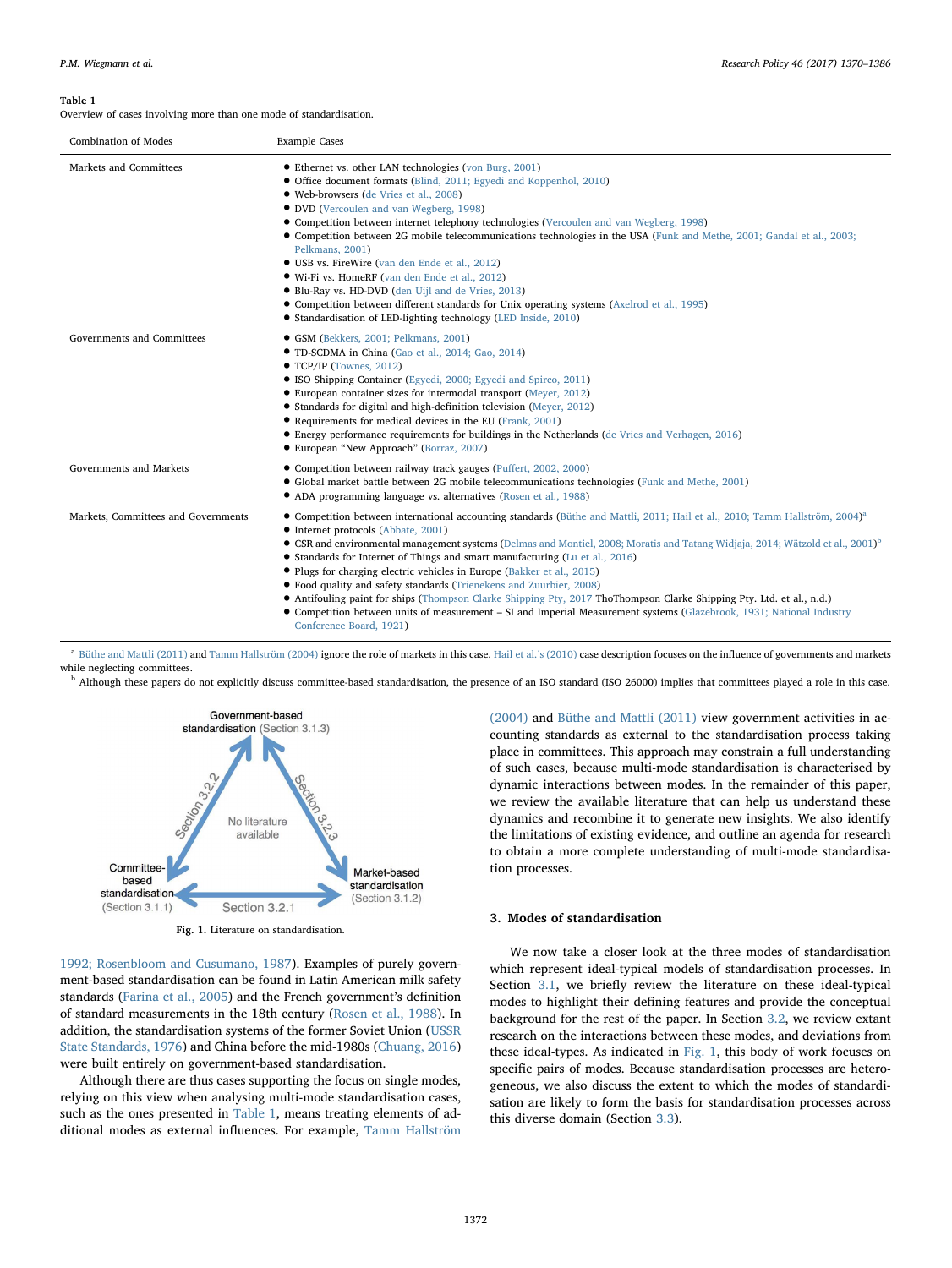**Table 1**
Overview of cases involving more than one mode of standardisation.

| Combination of Modes | Example Cases |
|---|---|
| Markets and Committees | • Ethernet vs. other LAN technologies (von Burg, 2001)<br>• Office document formats (Blind, 2011; Egyedi and Koppenhol, 2010)<br>• Web-browsers (de Vries et al., 2008)<br>• DVD (Vercoulen and van Wegberg, 1998)<br>• Competition between internet telephony technologies (Vercoulen and van Wegberg, 1998)<br>• Competition between 2G mobile telecommunications technologies in the USA (Funk and Methe, 2001; Gandal et al., 2003; Pelkmans, 2001)<br>• USB vs. FireWire (van den Ende et al., 2012)<br>• Wi-Fi vs. HomeRF (van den Ende et al., 2012)<br>• Blu-Ray vs. HD-DVD (den Uijl and de Vries, 2013)<br>• Competition between different standards for Unix operating systems (Axelrod et al., 1995)<br>• Standardisation of LED-lighting technology (LED Inside, 2010) |
| Governments and Committees | • GSM (Bekkers, 2001; Pelkmans, 2001)<br>• TD-SCDMA in China (Gao et al., 2014; Gao, 2014)<br>• TCP/IP (Townes, 2012)<br>• ISO Shipping Container (Egyedi, 2000; Egyedi and Spirco, 2011)<br>• European container sizes for intermodal transport (Meyer, 2012)<br>• Standards for digital and high-definition television (Meyer, 2012)<br>• Requirements for medical devices in the EU (Frank, 2001)<br>• Energy performance requirements for buildings in the Netherlands (de Vries and Verhagen, 2016)<br>• European "New Approach" (Borraz, 2007) |
| Governments and Markets | • Competition between railway track gauges (Puffert, 2002, 2000)<br>• Global market battle between 2G mobile telecommunications technologies (Funk and Methe, 2001)<br>• ADA programming language vs. alternatives (Rosen et al., 1988) |
| Markets, Committees and Governments | • Competition between international accounting standards (Büthe and Mattli, 2011; Hail et al., 2010; Tamm Hallström, 2004)[a]<br>• Internet protocols (Abbate, 2001)<br>• CSR and environmental management systems (Delmas and Montiel, 2008; Moratis and Tatang Widjaja, 2014; Wätzold et al., 2001)[b]<br>• Standards for Internet of Things and smart manufacturing (Lu et al., 2016)<br>• Plugs for charging electric vehicles in Europe (Bakker et al., 2015)<br>• Food quality and safety standards (Trienekens and Zuurbier, 2008)<br>• Antifouling paint for ships (Thompson Clarke Shipping Pty, 2017 ThoThompson Clarke Shipping Pty. Ltd. et al., n.d.)<br>• Competition between units of measurement – SI and Imperial Measurement systems (Glazebrook, 1931; National Industry Conference Board, 1921) |

[a] Büthe and Mattli (2011) and Tamm Hallström (2004) ignore the role of markets in this case. Hail et al.'s (2010) case description focuses on the influence of governments and markets while neglecting committees.

[b] Although these papers do not explicitly discuss committee-based standardisation, the presence of an ISO standard (ISO 26000) implies that committees played a role in this case.

Fig. 1. Literature on standardisation.

1992; Rosenbloom and Cusumano, 1987). Examples of purely government-based standardisation can be found in Latin American milk safety standards (Farina et al., 2005) and the French government's definition of standard measurements in the 18th century (Rosen et al., 1988). In addition, the standardisation systems of the former Soviet Union (USSR State Standards, 1976) and China before the mid-1980s (Chuang, 2016) were built entirely on government-based standardisation.

Although there are thus cases supporting the focus on single modes, relying on this view when analysing multi-mode standardisation cases, such as the ones presented in Table 1, means treating elements of additional modes as external influences. For example, Tamm Hallström (2004) and Büthe and Mattli (2011) view government activities in accounting standards as external to the standardisation process taking place in committees. This approach may constrain a full understanding of such cases, because multi-mode standardisation is characterised by dynamic interactions between modes. In the remainder of this paper, we review the available literature that can help us understand these dynamics and recombine it to generate new insights. We also identify the limitations of existing evidence, and outline an agenda for research to obtain a more complete understanding of multi-mode standardisation processes.

## 3. Modes of standardisation

We now take a closer look at the three modes of standardisation which represent ideal-typical models of standardisation processes. In Section 3.1, we briefly review the literature on these ideal-typical modes to highlight their defining features and provide the conceptual background for the rest of the paper. In Section 3.2, we review extant research on the interactions between these modes, and deviations from these ideal-types. As indicated in Fig. 1, this body of work focuses on specific pairs of modes. Because standardisation processes are heterogeneous, we also discuss the extent to which the modes of standardisation are likely to form the basis for standardisation processes across this diverse domain (Section 3.3).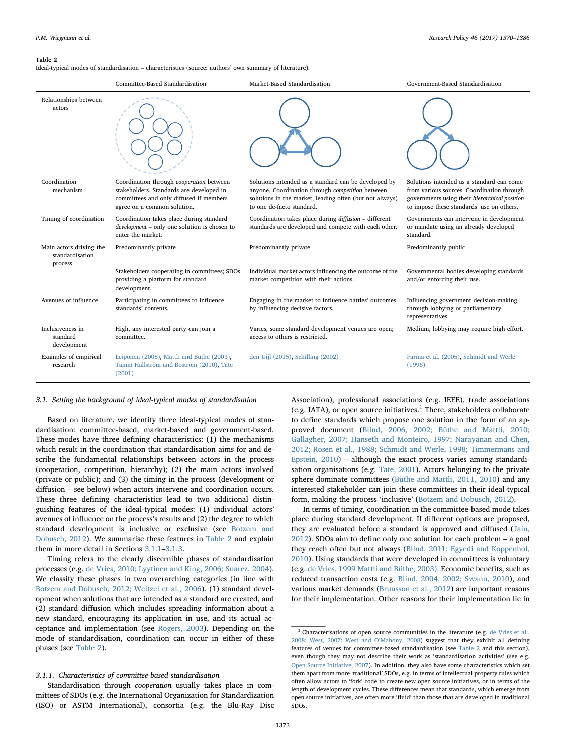**Table 2**
Ideal-typical modes of standardisation – characteristics (source: authors' own summary of literature).

| | Committee-Based Standardisation | Market-Based Standardisation | Government-Based Standardisation |
|---|---|---|---|
| Relationships between actors | | | |
| Coordination mechanism | Coordination through *cooperation* between stakeholders. Standards are developed in committees and only diffused if members agree on a common solution. | Solutions intended as a standard can be developed by anyone. Coordination through *competition* between solutions in the market, leading often (but not always) to one de-facto standard. | Solutions intended as a standard can come from various sources. Coordination through governments using their *hierarchical position* to impose these standards' use on others. |
| Timing of coordination | Coordination takes place during standard *development* – only one solution is chosen to enter the market. | Coordination takes place during *diffusion* – different standards are developed and compete with each other. | Governments can intervene in development or mandate using an already developed standard. |
| Main actors driving the standardisation process | Predominantly private | Predominantly private | Predominantly public |
| | Stakeholders cooperating in committees; SDOs providing a platform for standard development. | Individual market actors influencing the outcome of the market competition with their actions. | Governmental bodies developing standards and/or enforcing their use. |
| Avenues of influence | Participating in committees to influence standards' contents. | Engaging in the market to influence battles' outcomes by influencing decisive factors. | Influencing government decision-making through lobbying or parliamentary representatives. |
| Inclusiveness in standard development | High, any interested party can join a committee. | Varies, some standard development venues are open; access to others is restricted. | Medium, lobbying may require high effort. |
| Examples of empirical research | Leiponen (2008), Mattli and Büthe (2003), Tamm Hallström and Boström (2010), Tate (2001) | den Uijl (2015), Schilling (2002) | Farina et al. (2005), Schmidt and Werle (1998) |

### 3.1. Setting the background of ideal-typical modes of standardisation

Based on literature, we identify three ideal-typical modes of standardisation: committee-based, market-based and government-based. These modes have three defining characteristics: (1) the mechanisms which result in the coordination that standardisation aims for and describe the fundamental relationships between actors in the process (cooperation, competition, hierarchy); (2) the main actors involved (private or public); and (3) the timing in the process (development or diffusion – see below) when actors intervene and coordination occurs. These three defining characteristics lead to two additional distinguishing features of the ideal-typical modes: (1) individual actors' avenues of influence on the process's results and (2) the degree to which standard development is inclusive or exclusive (see Botzem and Dobusch, 2012). We summarise these features in Table 2 and explain them in more detail in Sections 3.1.1–3.1.3.

Timing refers to the clearly discernible phases of standardisation processes (e.g. de Vries, 2010; Lyytinen and King, 2006; Suarez, 2004). We classify these phases in two overarching categories (in line with Botzem and Dobusch, 2012; Weitzel et al., 2006). (1) standard development when solutions that are intended as a standard are created, and (2) standard diffusion which includes spreading information about a new standard, encouraging its application in use, and its actual acceptance and implementation (see Rogers, 2003). Depending on the mode of standardisation, coordination can occur in either of these phases (see Table 2).

#### 3.1.1. Characteristics of committee-based standardisation

Standardisation through *cooperation* usually takes place in committees of SDOs (e.g. the International Organization for Standardization (ISO) or ASTM International), consortia (e.g. the Blu-Ray Disc Association), professional associations (e.g. IEEE), trade associations (e.g. IATA), or open source initiatives.[1] There, stakeholders collaborate to define standards which propose one solution in the form of an approved document (Blind, 2006, 2002; Büthe and Mattli, 2010; Gallagher, 2007; Hanseth and Monteiro, 1997; Narayanan and Chen, 2012; Rosen et al., 1988; Schmidt and Werle, 1998; Timmermans and Epstein, 2010) – although the exact process varies among standardisation organisations (e.g. Tate, 2001). Actors belonging to the private sphere dominate committees (Büthe and Mattli, 2011, 2010) and any interested stakeholder can join these committees in their ideal-typical form, making the process 'inclusive' (Botzem and Dobusch, 2012).

In terms of timing, coordination in the committee-based mode takes place during standard development. If different options are proposed, they are evaluated before a standard is approved and diffused (Jain, 2012). SDOs aim to define only one solution for each problem – a goal they reach often but not always (Blind, 2011; Egyedi and Koppenhol, 2010). Using standards that were developed in committees is voluntary (e.g. de Vries, 1999 Mattli and Büthe, 2003). Economic benefits, such as reduced transaction costs (e.g. Blind, 2004, 2002; Swann, 2010), and various market demands (Brunsson et al., 2012) are important reasons for their implementation. Other reasons for their implementation lie in

[1] Characterisations of open source communities in the literature (e.g. de Vries et al., 2008; West, 2007; West and O'Mahony, 2008) suggest that they exhibit all defining features of venues for committee-based standardisation (see Table 2 and this section), even though they may not describe their work as 'standardisation activities' (see e.g. Open Source Initiative, 2007). In addition, they also have some characteristics which set them apart from more 'traditional' SDOs, e.g. in terms of intellectual property rules which often allow actors to 'fork' code to create new open source initiatives, or in terms of the length of development cycles. These differences mean that standards, which emerge from open source initiatives, are often more 'fluid' than those that are developed in traditional SDOs.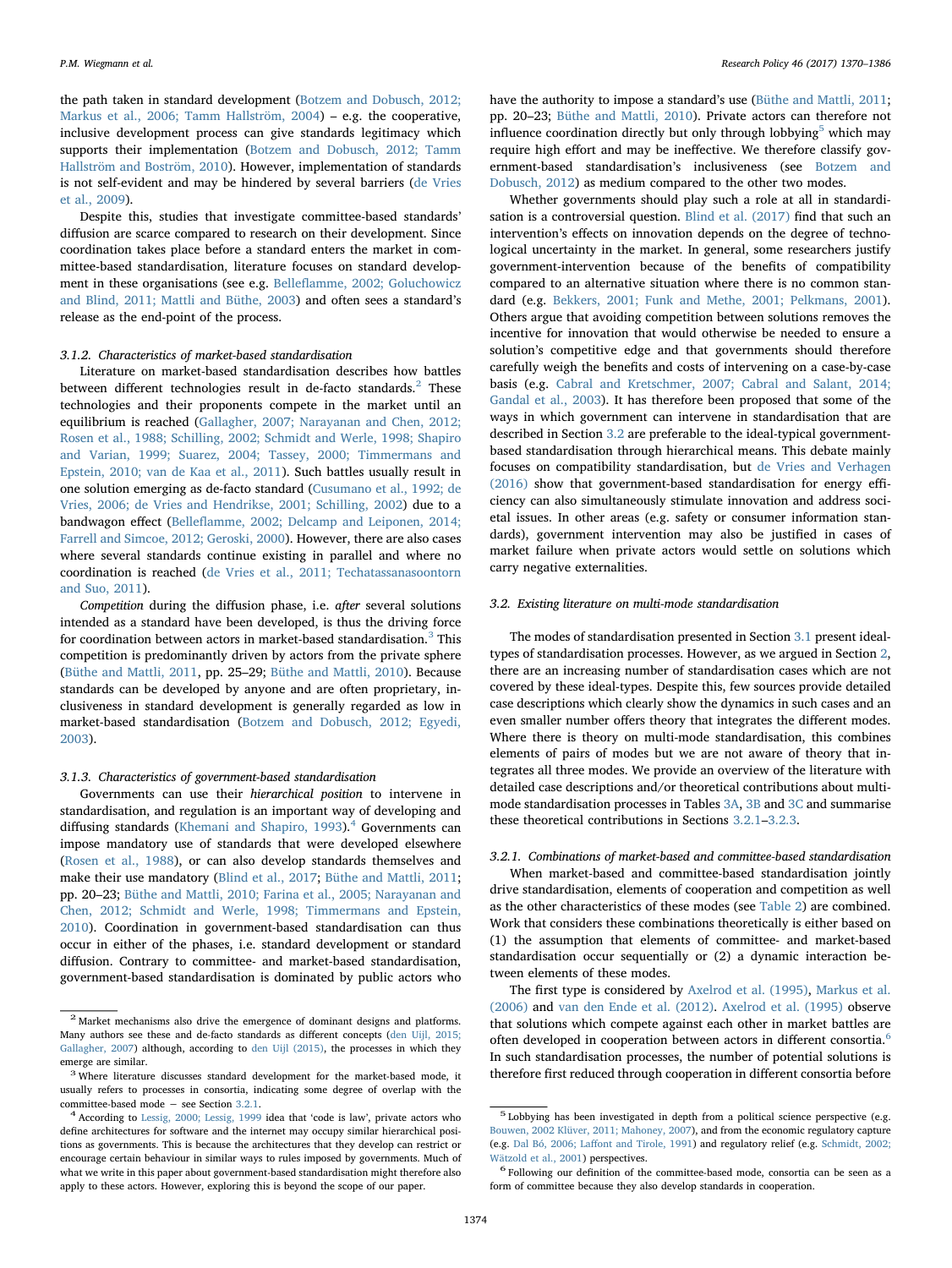the path taken in standard development (Botzem and Dobusch, 2012; Markus et al., 2006; Tamm Hallström, 2004) – e.g. the cooperative, inclusive development process can give standards legitimacy which supports their implementation (Botzem and Dobusch, 2012; Tamm Hallström and Boström, 2010). However, implementation of standards is not self-evident and may be hindered by several barriers (de Vries et al., 2009).

Despite this, studies that investigate committee-based standards' diffusion are scarce compared to research on their development. Since coordination takes place before a standard enters the market in committee-based standardisation, literature focuses on standard development in these organisations (see e.g. Belleflamme, 2002; Goluchowicz and Blind, 2011; Mattli and Büthe, 2003) and often sees a standard's release as the end-point of the process.

#### 3.1.2. Characteristics of market-based standardisation

Literature on market-based standardisation describes how battles between different technologies result in de-facto standards.[2] These technologies and their proponents compete in the market until an equilibrium is reached (Gallagher, 2007; Narayanan and Chen, 2012; Rosen et al., 1988; Schilling, 2002; Schmidt and Werle, 1998; Shapiro and Varian, 1999; Suarez, 2004; Tassey, 2000; Timmermans and Epstein, 2010; van de Kaa et al., 2011). Such battles usually result in one solution emerging as de-facto standard (Cusumano et al., 1992; de Vries, 2006; de Vries and Hendrikse, 2001; Schilling, 2002) due to a bandwagon effect (Belleflamme, 2002; Delcamp and Leiponen, 2014; Farrell and Simcoe, 2012; Geroski, 2000). However, there are also cases where several standards continue existing in parallel and where no coordination is reached (de Vries et al., 2011; Techatassanasoontorn and Suo, 2011).

*Competition* during the diffusion phase, i.e. *after* several solutions intended as a standard have been developed, is thus the driving force for coordination between actors in market-based standardisation.[3] This competition is predominantly driven by actors from the private sphere (Büthe and Mattli, 2011, pp. 25–29; Büthe and Mattli, 2010). Because standards can be developed by anyone and are often proprietary, inclusiveness in standard development is generally regarded as low in market-based standardisation (Botzem and Dobusch, 2012; Egyedi, 2003).

#### 3.1.3. Characteristics of government-based standardisation

Governments can use their *hierarchical position* to intervene in standardisation, and regulation is an important way of developing and diffusing standards (Khemani and Shapiro, 1993).[4] Governments can impose mandatory use of standards that were developed elsewhere (Rosen et al., 1988), or can also develop standards themselves and make their use mandatory (Blind et al., 2017; Büthe and Mattli, 2011; pp. 20–23; Büthe and Mattli, 2010; Farina et al., 2005; Narayanan and Chen, 2012; Schmidt and Werle, 1998; Timmermans and Epstein, 2010). Coordination in government-based standardisation can thus occur in either of the phases, i.e. standard development or standard diffusion. Contrary to committee- and market-based standardisation, government-based standardisation is dominated by public actors who have the authority to impose a standard's use (Büthe and Mattli, 2011; pp. 20–23; Büthe and Mattli, 2010). Private actors can therefore not influence coordination directly but only through lobbying[5] which may require high effort and may be ineffective. We therefore classify government-based standardisation's inclusiveness (see Botzem and Dobusch, 2012) as medium compared to the other two modes.

Whether governments should play such a role at all in standardisation is a controversial question. Blind et al. (2017) find that such an intervention's effects on innovation depends on the degree of technological uncertainty in the market. In general, some researchers justify government-intervention because of the benefits of compatibility compared to an alternative situation where there is no common standard (e.g. Bekkers, 2001; Funk and Methe, 2001; Pelkmans, 2001). Others argue that avoiding competition between solutions removes the incentive for innovation that would otherwise be needed to ensure a solution's competitive edge and that governments should therefore carefully weigh the benefits and costs of intervening on a case-by-case basis (e.g. Cabral and Kretschmer, 2007; Cabral and Salant, 2014; Gandal et al., 2003). It has therefore been proposed that some of the ways in which government can intervene in standardisation that are described in Section 3.2 are preferable to the ideal-typical government-based standardisation through hierarchical means. This debate mainly focuses on compatibility standardisation, but de Vries and Verhagen (2016) show that government-based standardisation for energy efficiency can also simultaneously stimulate innovation and address societal issues. In other areas (e.g. safety or consumer information standards), government intervention may also be justified in cases of market failure when private actors would settle on solutions which carry negative externalities.

### 3.2. Existing literature on multi-mode standardisation

The modes of standardisation presented in Section 3.1 present ideal-types of standardisation processes. However, as we argued in Section 2, there are an increasing number of standardisation cases which are not covered by these ideal-types. Despite this, few sources provide detailed case descriptions which clearly show the dynamics in such cases and an even smaller number offers theory that integrates the different modes. Where there is theory on multi-mode standardisation, this combines elements of pairs of modes but we are not aware of theory that integrates all three modes. We provide an overview of the literature with detailed case descriptions and/or theoretical contributions about multi-mode standardisation processes in Tables 3A, 3B and 3C and summarise these theoretical contributions in Sections 3.2.1–3.2.3.

#### 3.2.1. Combinations of market-based and committee-based standardisation

When market-based and committee-based standardisation jointly drive standardisation, elements of cooperation and competition as well as the other characteristics of these modes (see Table 2) are combined. Work that considers these combinations theoretically is either based on (1) the assumption that elements of committee- and market-based standardisation occur sequentially or (2) a dynamic interaction between elements of these modes.

The first type is considered by Axelrod et al. (1995), Markus et al. (2006) and van den Ende et al. (2012). Axelrod et al. (1995) observe that solutions which compete against each other in market battles are often developed in cooperation between actors in different consortia.[6] In such standardisation processes, the number of potential solutions is therefore first reduced through cooperation in different consortia before

---

[2] Market mechanisms also drive the emergence of dominant designs and platforms. Many authors see these and de-facto standards as different concepts (den Uijl, 2015; Gallagher, 2007) although, according to den Uijl (2015), the processes in which they emerge are similar.

[3] Where literature discusses standard development for the market-based mode, it usually refers to processes in consortia, indicating some degree of overlap with the committee-based mode − see Section 3.2.1.

[4] According to Lessig, 2000; Lessig, 1999 idea that 'code is law', private actors who define architectures for software and the internet may occupy similar hierarchical positions as governments. This is because the architectures that they develop can restrict or encourage certain behaviour in similar ways to rules imposed by governments. Much of what we write in this paper about government-based standardisation might therefore also apply to these actors. However, exploring this is beyond the scope of our paper.

[5] Lobbying has been investigated in depth from a political science perspective (e.g. Bouwen, 2002 Klüver, 2011; Mahoney, 2007), and from the economic regulatory capture (e.g. Dal Bó, 2006; Laffont and Tirole, 1991) and regulatory relief (e.g. Schmidt, 2002; Wätzold et al., 2001) perspectives.

[6] Following our definition of the committee-based mode, consortia can be seen as a form of committee because they also develop standards in cooperation.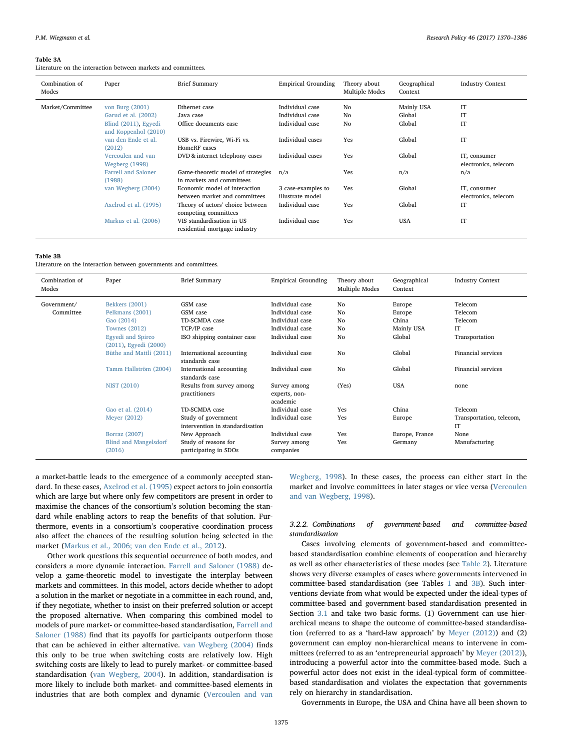**Table 3A**
Literature on the interaction between markets and committees.

| Combination of Modes | Paper | Brief Summary | Empirical Grounding | Theory about Multiple Modes | Geographical Context | Industry Context |
|---|---|---|---|---|---|---|
| Market/Committee | von Burg (2001) | Ethernet case | Individual case | No | Mainly USA | IT |
| | Garud et al. (2002) | Java case | Individual case | No | Global | IT |
| | Blind (2011), Egyedi and Koppenhol (2010) | Office documents case | Individual case | No | Global | IT |
| | van den Ende et al. (2012) | USB vs. Firewire, Wi-Fi vs. HomeRF cases | Individual cases | Yes | Global | IT |
| | Vercoulen and van Wegberg (1998) | DVD & internet telephony cases | Individual cases | Yes | Global | IT, consumer electronics, telecom |
| | Farrell and Saloner (1988) | Game-theoretic model of strategies in markets and committees | n/a | Yes | n/a | n/a |
| | van Wegberg (2004) | Economic model of interaction between market and committees | 3 case-examples to illustrate model | Yes | Global | IT, consumer electronics, telecom |
| | Axelrod et al. (1995) | Theory of actors' choice between competing committees | Individual case | Yes | Global | IT |
| | Markus et al. (2006) | VIS standardisation in US residential mortgage industry | Individual case | Yes | USA | IT |

**Table 3B**
Literature on the interaction between governments and committees.

| Combination of Modes | Paper | Brief Summary | Empirical Grounding | Theory about Multiple Modes | Geographical Context | Industry Context |
|---|---|---|---|---|---|---|
| Government/ Committee | Bekkers (2001) | GSM case | Individual case | No | Europe | Telecom |
| | Pelkmans (2001) | GSM case | Individual case | No | Europe | Telecom |
| | Gao (2014) | TD-SCMDA case | Individual case | No | China | Telecom |
| | Townes (2012) | TCP/IP case | Individual case | No | Mainly USA | IT |
| | Egyedi and Spirco (2011), Egyedi (2000) | ISO shipping container case | Individual case | No | Global | Transportation |
| | Büthe and Mattli (2011) | International accounting standards case | Individual case | No | Global | Financial services |
| | Tamm Hallström (2004) | International accounting standards case | Individual case | No | Global | Financial services |
| | NIST (2010) | Results from survey among practitioners | Survey among experts, non-academic | (Yes) | USA | none |
| | Gao et al. (2014) | TD-SCMDA case | Individual case | Yes | China | Telecom |
| | Meyer (2012) | Study of government intervention in standardisation | Individual case | Yes | Europe | Transportation, telecom, IT |
| | Borraz (2007) | New Approach | Individual case | Yes | Europe, France | None |
| | Blind and Mangelsdorf (2016) | Study of reasons for participating in SDOs | Survey among companies | Yes | Germany | Manufacturing |

a market-battle leads to the emergence of a commonly accepted standard. In these cases, Axelrod et al. (1995) expect actors to join consortia which are large but where only few competitors are present in order to maximise the chances of the consortium's solution becoming the standard while enabling actors to reap the benefits of that solution. Furthermore, events in a consortium's cooperative coordination process also affect the chances of the resulting solution being selected in the market (Markus et al., 2006; van den Ende et al., 2012).

Other work questions this sequential occurrence of both modes, and considers a more dynamic interaction. Farrell and Saloner (1988) develop a game-theoretic model to investigate the interplay between markets and committees. In this model, actors decide whether to adopt a solution in the market or negotiate in a committee in each round, and, if they negotiate, whether to insist on their preferred solution or accept the proposed alternative. When comparing this combined model to models of pure market- or committee-based standardisation, Farrell and Saloner (1988) find that its payoffs for participants outperform those that can be achieved in either alternative. van Wegberg (2004) finds this only to be true when switching costs are relatively low. High switching costs are likely to lead to purely market- or committee-based standardisation (van Wegberg, 2004). In addition, standardisation is more likely to include both market- and committee-based elements in industries that are both complex and dynamic (Vercoulen and van Wegberg, 1998). In these cases, the process can either start in the market and involve committees in later stages or vice versa (Vercoulen and van Wegberg, 1998).

#### 3.2.2. Combinations of government-based and committee-based standardisation

Cases involving elements of government-based and committee-based standardisation combine elements of cooperation and hierarchy as well as other characteristics of these modes (see Table 2). Literature shows very diverse examples of cases where governments intervened in committee-based standardisation (see Tables 1 and 3B). Such interventions deviate from what would be expected under the ideal-types of committee-based and government-based standardisation presented in Section 3.1 and take two basic forms. (1) Government can use hierarchical means to shape the outcome of committee-based standardisation (referred to as a 'hard-law approach' by Meyer (2012)) and (2) government can employ non-hierarchical means to intervene in committees (referred to as an 'entrepreneurial approach' by Meyer (2012)), introducing a powerful actor into the committee-based mode. Such a powerful actor does not exist in the ideal-typical form of committee-based standardisation and violates the expectation that governments rely on hierarchy in standardisation.

Governments in Europe, the USA and China have all been shown to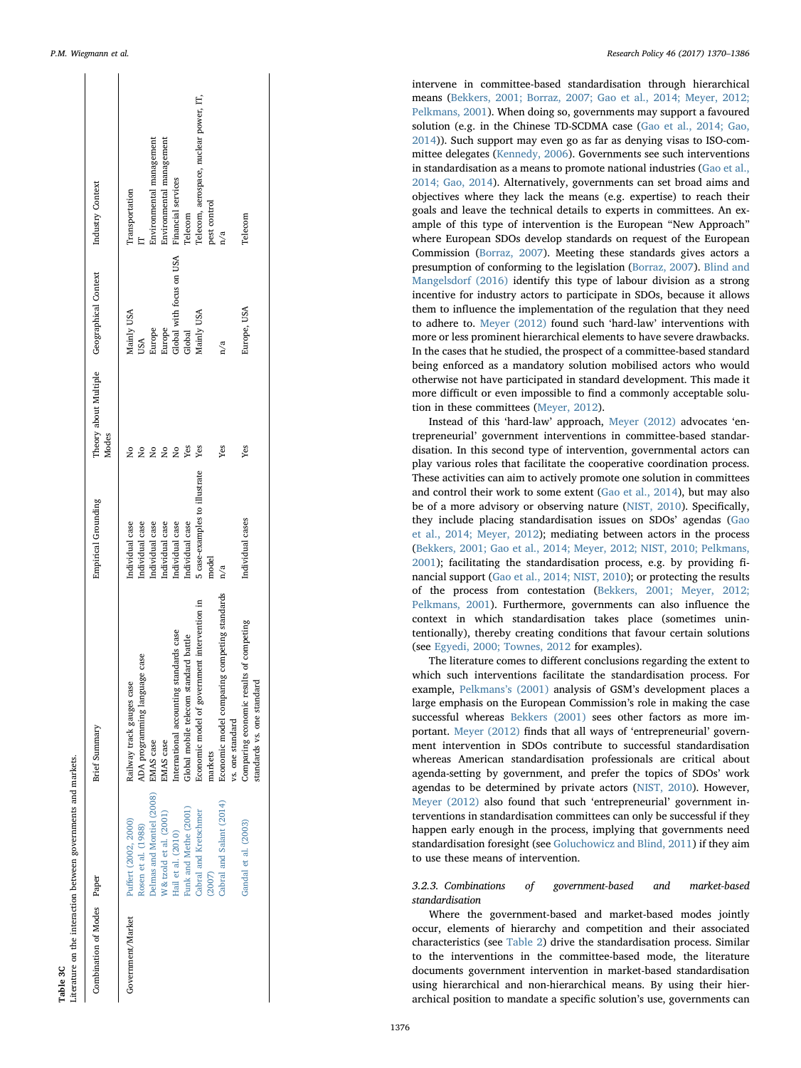**Table 3C**
Literature on the interaction between governments and markets.

| Combination of Modes | Paper | Brief Summary | Empirical Grounding | Theory about Multiple Modes | Geographical Context | Industry Context |
|---|---|---|---|---|---|---|
| Government/Market | Puffert (2002, 2000) | Railway track gauges case | Individual case | No | Mainly USA | Transportation |
| | Rosen et al. (1988) | ADA programming language case | Individual case | No | USA | IT |
| | Delmas and Montiel (2008) | EMAS case | Individual case | No | Europe | Environmental management |
| | W & tzold et al. (2001) | EMAS case | Individual case | No | Europe | Environmental management |
| | Hail et al. (2010) | International accounting standards case | Individual case | No | Global with focus on USA | Financial services |
| | Funk and Methe (2001) | Global mobile telecom standard battle | Individual case | Yes | Global | Telecom |
| | Cabral and Kretschmer (2007) | Economic model of government intervention in markets | 5 case-examples to illustrate model | Yes | Mainly USA | Telecom, aerospace, nuclear power, IT, pest control |
| | Cabral and Salant (2014) | Economic model comparing competing standards vs. one standard | n/a | Yes | n/a | n/a |
| | Gandal et al. (2003) | Comparing economic results of competing standards vs. one standard | Individual cases | Yes | Europe, USA | Telecom |

intervene in committee-based standardisation through hierarchical means (Bekkers, 2001; Borraz, 2007; Gao et al., 2014; Meyer, 2012; Pelkmans, 2001). When doing so, governments may support a favoured solution (e.g. in the Chinese TD-SCDMA case (Gao et al., 2014; Gao, 2014)). Such support may even go as far as denying visas to ISO-committee delegates (Kennedy, 2006). Governments see such interventions in standardisation as a means to promote national industries (Gao et al., 2014; Gao, 2014). Alternatively, governments can set broad aims and objectives where they lack the means (e.g. expertise) to reach their goals and leave the technical details to experts in committees. An example of this type of intervention is the European "New Approach" where European SDOs develop standards on request of the European Commission (Borraz, 2007). Meeting these standards gives actors a presumption of conforming to the legislation (Borraz, 2007). Blind and Mangelsdorf (2016) identify this type of labour division as a strong incentive for industry actors to participate in SDOs, because it allows them to influence the implementation of the regulation that they need to adhere to. Meyer (2012) found such 'hard-law' interventions with more or less prominent hierarchical elements to have severe drawbacks. In the cases that he studied, the prospect of a committee-based standard being enforced as a mandatory solution mobilised actors who would otherwise not have participated in standard development. This made it more difficult or even impossible to find a commonly acceptable solution in these committees (Meyer, 2012).

Instead of this 'hard-law' approach, Meyer (2012) advocates 'entrepreneurial' government interventions in committee-based standardisation. In this second type of intervention, governmental actors can play various roles that facilitate the cooperative coordination process. These activities can aim to actively promote one solution in committees and control their work to some extent (Gao et al., 2014), but may also be of a more advisory or observing nature (NIST, 2010). Specifically, they include placing standardisation issues on SDOs' agendas (Gao et al., 2014; Meyer, 2012); mediating between actors in the process (Bekkers, 2001; Gao et al., 2014; Meyer, 2012; NIST, 2010; Pelkmans, 2001); facilitating the standardisation process, e.g. by providing financial support (Gao et al., 2014; NIST, 2010); or protecting the results of the process from contestation (Bekkers, 2001; Meyer, 2012; Pelkmans, 2001). Furthermore, governments can also influence the context in which standardisation takes place (sometimes unintentionally), thereby creating conditions that favour certain solutions (see Egyedi, 2000; Townes, 2012 for examples).

The literature comes to different conclusions regarding the extent to which such interventions facilitate the standardisation process. For example, Pelkmans's (2001) analysis of GSM's development places a large emphasis on the European Commission's role in making the case successful whereas Bekkers (2001) sees other factors as more important. Meyer (2012) finds that all ways of 'entrepreneurial' government intervention in SDOs contribute to successful standardisation whereas American standardisation professionals are critical about agenda-setting by government, and prefer the topics of SDOs' work agendas to be determined by private actors (NIST, 2010). However, Meyer (2012) also found that such 'entrepreneurial' government interventions in standardisation committees can only be successful if they happen early enough in the process, implying that governments need standardisation foresight (see Goluchowicz and Blind, 2011) if they aim to use these means of intervention.

#### 3.2.3. Combinations of government-based and market-based standardisation

Where the government-based and market-based modes jointly occur, elements of hierarchy and competition and their associated characteristics (see Table 2) drive the standardisation process. Similar to the interventions in the committee-based mode, the literature documents government intervention in market-based standardisation using hierarchical and non-hierarchical means. By using their hierarchical position to mandate a specific solution's use, governments can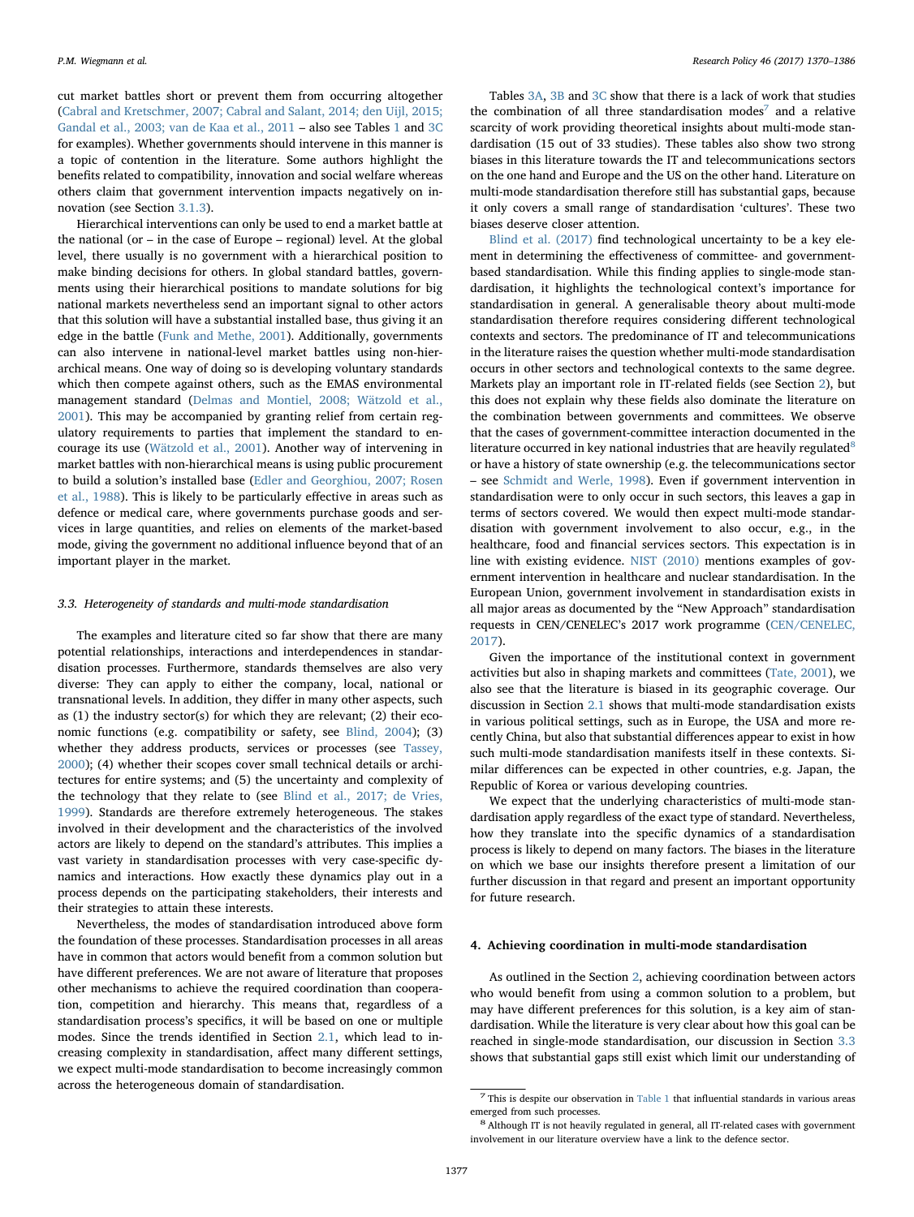cut market battles short or prevent them from occurring altogether (Cabral and Kretschmer, 2007; Cabral and Salant, 2014; den Uijl, 2015; Gandal et al., 2003; van de Kaa et al., 2011 – also see Tables 1 and 3C for examples). Whether governments should intervene in this manner is a topic of contention in the literature. Some authors highlight the benefits related to compatibility, innovation and social welfare whereas others claim that government intervention impacts negatively on innovation (see Section 3.1.3).

Hierarchical interventions can only be used to end a market battle at the national (or – in the case of Europe – regional) level. At the global level, there usually is no government with a hierarchical position to make binding decisions for others. In global standard battles, governments using their hierarchical positions to mandate solutions for big national markets nevertheless send an important signal to other actors that this solution will have a substantial installed base, thus giving it an edge in the battle (Funk and Methe, 2001). Additionally, governments can also intervene in national-level market battles using non-hierarchical means. One way of doing so is developing voluntary standards which then compete against others, such as the EMAS environmental management standard (Delmas and Montiel, 2008; Wätzold et al., 2001). This may be accompanied by granting relief from certain regulatory requirements to parties that implement the standard to encourage its use (Wätzold et al., 2001). Another way of intervening in market battles with non-hierarchical means is using public procurement to build a solution's installed base (Edler and Georghiou, 2007; Rosen et al., 1988). This is likely to be particularly effective in areas such as defence or medical care, where governments purchase goods and services in large quantities, and relies on elements of the market-based mode, giving the government no additional influence beyond that of an important player in the market.

### 3.3. Heterogeneity of standards and multi-mode standardisation

The examples and literature cited so far show that there are many potential relationships, interactions and interdependences in standardisation processes. Furthermore, standards themselves are also very diverse: They can apply to either the company, local, national or transnational levels. In addition, they differ in many other aspects, such as (1) the industry sector(s) for which they are relevant; (2) their economic functions (e.g. compatibility or safety, see Blind, 2004); (3) whether they address products, services or processes (see Tassey, 2000); (4) whether their scopes cover small technical details or architectures for entire systems; and (5) the uncertainty and complexity of the technology that they relate to (see Blind et al., 2017; de Vries, 1999). Standards are therefore extremely heterogeneous. The stakes involved in their development and the characteristics of the involved actors are likely to depend on the standard's attributes. This implies a vast variety in standardisation processes with very case-specific dynamics and interactions. How exactly these dynamics play out in a process depends on the participating stakeholders, their interests and their strategies to attain these interests.

Nevertheless, the modes of standardisation introduced above form the foundation of these processes. Standardisation processes in all areas have in common that actors would benefit from a common solution but have different preferences. We are not aware of literature that proposes other mechanisms to achieve the required coordination than cooperation, competition and hierarchy. This means that, regardless of a standardisation process's specifics, it will be based on one or multiple modes. Since the trends identified in Section 2.1, which lead to increasing complexity in standardisation, affect many different settings, we expect multi-mode standardisation to become increasingly common across the heterogeneous domain of standardisation.

Tables 3A, 3B and 3C show that there is a lack of work that studies the combination of all three standardisation modes[7] and a relative scarcity of work providing theoretical insights about multi-mode standardisation (15 out of 33 studies). These tables also show two strong biases in this literature towards the IT and telecommunications sectors on the one hand and Europe and the US on the other hand. Literature on multi-mode standardisation therefore still has substantial gaps, because it only covers a small range of standardisation 'cultures'. These two biases deserve closer attention.

Blind et al. (2017) find technological uncertainty to be a key element in determining the effectiveness of committee- and government-based standardisation. While this finding applies to single-mode standardisation, it highlights the technological context's importance for standardisation in general. A generalisable theory about multi-mode standardisation therefore requires considering different technological contexts and sectors. The predominance of IT and telecommunications in the literature raises the question whether multi-mode standardisation occurs in other sectors and technological contexts to the same degree. Markets play an important role in IT-related fields (see Section 2), but this does not explain why these fields also dominate the literature on the combination between governments and committees. We observe that the cases of government-committee interaction documented in the literature occurred in key national industries that are heavily regulated[8] or have a history of state ownership (e.g. the telecommunications sector – see Schmidt and Werle, 1998). Even if government intervention in standardisation were to only occur in such sectors, this leaves a gap in terms of sectors covered. We would then expect multi-mode standardisation with government involvement to also occur, e.g., in the healthcare, food and financial services sectors. This expectation is in line with existing evidence. NIST (2010) mentions examples of government intervention in healthcare and nuclear standardisation. In the European Union, government involvement in standardisation exists in all major areas as documented by the "New Approach" standardisation requests in CEN/CENELEC's 2017 work programme (CEN/CENELEC, 2017).

Given the importance of the institutional context in government activities but also in shaping markets and committees (Tate, 2001), we also see that the literature is biased in its geographic coverage. Our discussion in Section 2.1 shows that multi-mode standardisation exists in various political settings, such as in Europe, the USA and more recently China, but also that substantial differences appear to exist in how such multi-mode standardisation manifests itself in these contexts. Similar differences can be expected in other countries, e.g. Japan, the Republic of Korea or various developing countries.

We expect that the underlying characteristics of multi-mode standardisation apply regardless of the exact type of standard. Nevertheless, how they translate into the specific dynamics of a standardisation process is likely to depend on many factors. The biases in the literature on which we base our insights therefore present a limitation of our further discussion in that regard and present an important opportunity for future research.

## 4. Achieving coordination in multi-mode standardisation

As outlined in the Section 2, achieving coordination between actors who would benefit from using a common solution to a problem, but may have different preferences for this solution, is a key aim of standardisation. While the literature is very clear about how this goal can be reached in single-mode standardisation, our discussion in Section 3.3 shows that substantial gaps still exist which limit our understanding of

[7] This is despite our observation in Table 1 that influential standards in various areas emerged from such processes.

[8] Although IT is not heavily regulated in general, all IT-related cases with government involvement in our literature overview have a link to the defence sector.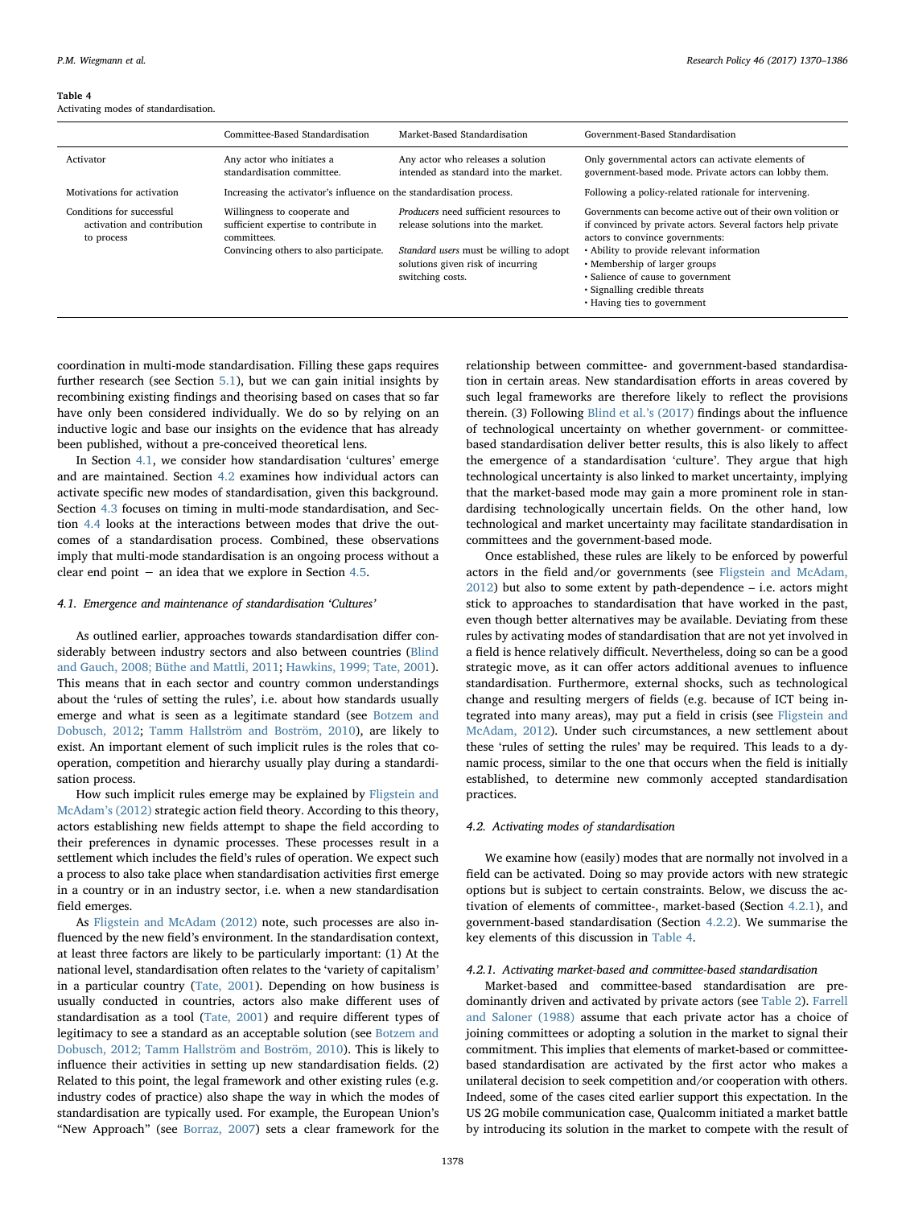Table 4
Activating modes of standardisation.

| | Committee-Based Standardisation | Market-Based Standardisation | Government-Based Standardisation |
|---|---|---|---|
| Activator | Any actor who initiates a standardisation committee. | Any actor who releases a solution intended as standard into the market. | Only governmental actors can activate elements of government-based mode. Private actors can lobby them. |
| Motivations for activation | Increasing the activator's influence on the standardisation process. | | Following a policy-related rationale for intervening. |
| Conditions for successful activation and contribution to process | Willingness to cooperate and sufficient expertise to contribute in committees.<br>Convincing others to also participate. | *Producers* need sufficient resources to release solutions into the market.<br><br>*Standard users* must be willing to adopt solutions given risk of incurring switching costs. | Governments can become active out of their own volition or if convinced by private actors. Several factors help private actors to convince governments:<br>• Ability to provide relevant information<br>• Membership of larger groups<br>• Salience of cause to government<br>• Signalling credible threats<br>• Having ties to government |

coordination in multi-mode standardisation. Filling these gaps requires further research (see Section 5.1), but we can gain initial insights by recombining existing findings and theorising based on cases that so far have only been considered individually. We do so by relying on an inductive logic and base our insights on the evidence that has already been published, without a pre-conceived theoretical lens.

In Section 4.1, we consider how standardisation 'cultures' emerge and are maintained. Section 4.2 examines how individual actors can activate specific new modes of standardisation, given this background. Section 4.3 focuses on timing in multi-mode standardisation, and Section 4.4 looks at the interactions between modes that drive the outcomes of a standardisation process. Combined, these observations imply that multi-mode standardisation is an ongoing process without a clear end point − an idea that we explore in Section 4.5.

### 4.1. Emergence and maintenance of standardisation 'Cultures'

As outlined earlier, approaches towards standardisation differ considerably between industry sectors and also between countries (Blind and Gauch, 2008; Büthe and Mattli, 2011; Hawkins, 1999; Tate, 2001). This means that in each sector and country common understandings about the 'rules of setting the rules', i.e. about how standards usually emerge and what is seen as a legitimate standard (see Botzem and Dobusch, 2012; Tamm Hallström and Boström, 2010), are likely to exist. An important element of such implicit rules is the roles that cooperation, competition and hierarchy usually play during a standardisation process.

How such implicit rules emerge may be explained by Fligstein and McAdam's (2012) strategic action field theory. According to this theory, actors establishing new fields attempt to shape the field according to their preferences in dynamic processes. These processes result in a settlement which includes the field's rules of operation. We expect such a process to also take place when standardisation activities first emerge in a country or in an industry sector, i.e. when a new standardisation field emerges.

As Fligstein and McAdam (2012) note, such processes are also influenced by the new field's environment. In the standardisation context, at least three factors are likely to be particularly important: (1) At the national level, standardisation often relates to the 'variety of capitalism' in a particular country (Tate, 2001). Depending on how business is usually conducted in countries, actors also make different uses of standardisation as a tool (Tate, 2001) and require different types of legitimacy to see a standard as an acceptable solution (see Botzem and Dobusch, 2012; Tamm Hallström and Boström, 2010). This is likely to influence their activities in setting up new standardisation fields. (2) Related to this point, the legal framework and other existing rules (e.g. industry codes of practice) also shape the way in which the modes of standardisation are typically used. For example, the European Union's "New Approach" (see Borraz, 2007) sets a clear framework for the relationship between committee- and government-based standardisation in certain areas. New standardisation efforts in areas covered by such legal frameworks are therefore likely to reflect the provisions therein. (3) Following Blind et al.'s (2017) findings about the influence of technological uncertainty on whether government- or committee-based standardisation deliver better results, this is also likely to affect the emergence of a standardisation 'culture'. They argue that high technological uncertainty is also linked to market uncertainty, implying that the market-based mode may gain a more prominent role in standardising technologically uncertain fields. On the other hand, low technological and market uncertainty may facilitate standardisation in committees and the government-based mode.

Once established, these rules are likely to be enforced by powerful actors in the field and/or governments (see Fligstein and McAdam, 2012) but also to some extent by path-dependence – i.e. actors might stick to approaches to standardisation that have worked in the past, even though better alternatives may be available. Deviating from these rules by activating modes of standardisation that are not yet involved in a field is hence relatively difficult. Nevertheless, doing so can be a good strategic move, as it can offer actors additional avenues to influence standardisation. Furthermore, external shocks, such as technological change and resulting mergers of fields (e.g. because of ICT being integrated into many areas), may put a field in crisis (see Fligstein and McAdam, 2012). Under such circumstances, a new settlement about these 'rules of setting the rules' may be required. This leads to a dynamic process, similar to the one that occurs when the field is initially established, to determine new commonly accepted standardisation practices.

### 4.2. Activating modes of standardisation

We examine how (easily) modes that are normally not involved in a field can be activated. Doing so may provide actors with new strategic options but is subject to certain constraints. Below, we discuss the activation of elements of committee-, market-based (Section 4.2.1), and government-based standardisation (Section 4.2.2). We summarise the key elements of this discussion in Table 4.

#### 4.2.1. Activating market-based and committee-based standardisation

Market-based and committee-based standardisation are predominantly driven and activated by private actors (see Table 2). Farrell and Saloner (1988) assume that each private actor has a choice of joining committees or adopting a solution in the market to signal their commitment. This implies that elements of market-based or committee-based standardisation are activated by the first actor who makes a unilateral decision to seek competition and/or cooperation with others. Indeed, some of the cases cited earlier support this expectation. In the US 2G mobile communication case, Qualcomm initiated a market battle by introducing its solution in the market to compete with the result of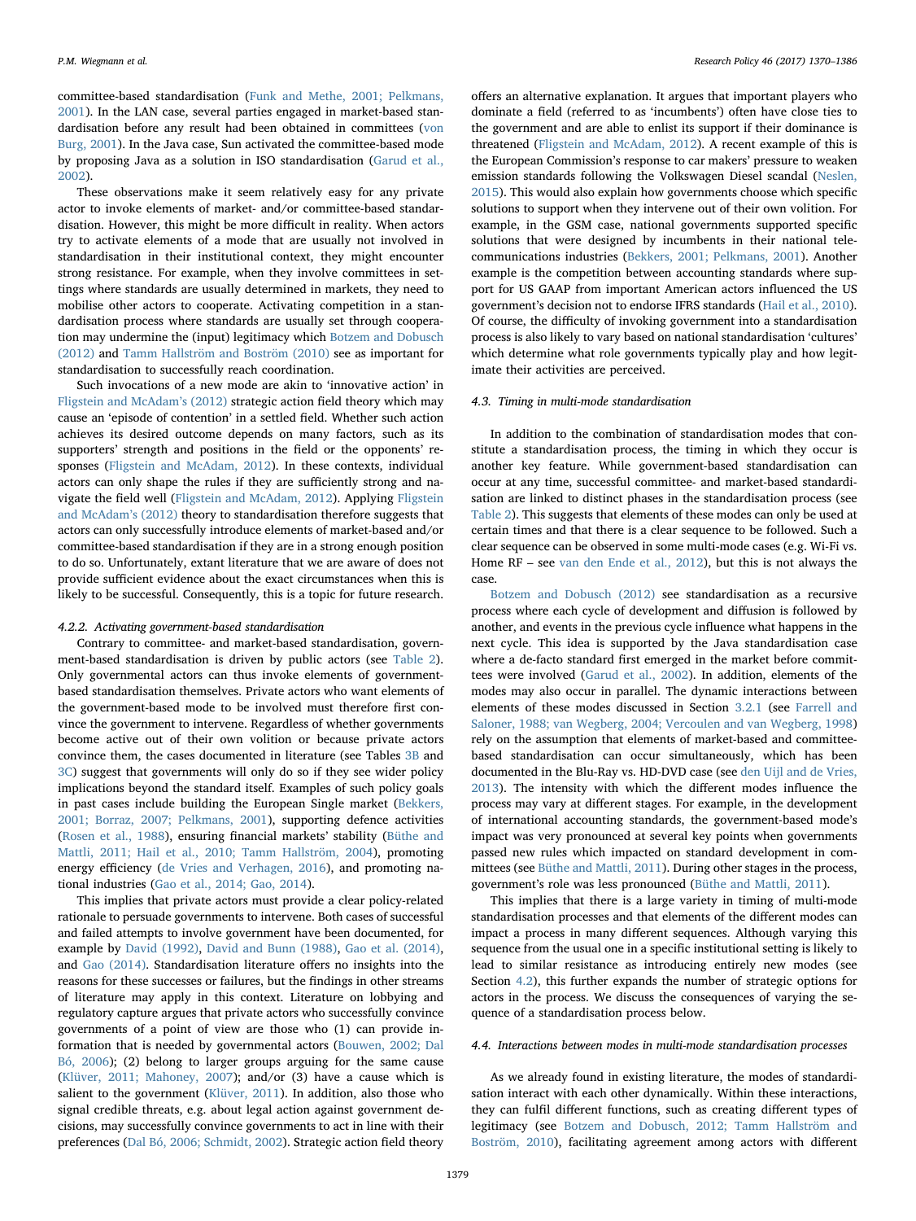committee-based standardisation (Funk and Methe, 2001; Pelkmans, 2001). In the LAN case, several parties engaged in market-based standardisation before any result had been obtained in committees (von Burg, 2001). In the Java case, Sun activated the committee-based mode by proposing Java as a solution in ISO standardisation (Garud et al., 2002).

These observations make it seem relatively easy for any private actor to invoke elements of market- and/or committee-based standardisation. However, this might be more difficult in reality. When actors try to activate elements of a mode that are usually not involved in standardisation in their institutional context, they might encounter strong resistance. For example, when they involve committees in settings where standards are usually determined in markets, they need to mobilise other actors to cooperate. Activating competition in a standardisation process where standards are usually set through cooperation may undermine the (input) legitimacy which Botzem and Dobusch (2012) and Tamm Hallström and Boström (2010) see as important for standardisation to successfully reach coordination.

Such invocations of a new mode are akin to 'innovative action' in Fligstein and McAdam's (2012) strategic action field theory which may cause an 'episode of contention' in a settled field. Whether such action achieves its desired outcome depends on many factors, such as its supporters' strength and positions in the field or the opponents' responses (Fligstein and McAdam, 2012). In these contexts, individual actors can only shape the rules if they are sufficiently strong and navigate the field well (Fligstein and McAdam, 2012). Applying Fligstein and McAdam's (2012) theory to standardisation therefore suggests that actors can only successfully introduce elements of market-based and/or committee-based standardisation if they are in a strong enough position to do so. Unfortunately, extant literature that we are aware of does not provide sufficient evidence about the exact circumstances when this is likely to be successful. Consequently, this is a topic for future research.

#### 4.2.2. Activating government-based standardisation

Contrary to committee- and market-based standardisation, government-based standardisation is driven by public actors (see Table 2). Only governmental actors can thus invoke elements of government-based standardisation themselves. Private actors who want elements of the government-based mode to be involved must therefore first convince the government to intervene. Regardless of whether governments become active out of their own volition or because private actors convince them, the cases documented in literature (see Tables 3B and 3C) suggest that governments will only do so if they see wider policy implications beyond the standard itself. Examples of such policy goals in past cases include building the European Single market (Bekkers, 2001; Borraz, 2007; Pelkmans, 2001), supporting defence activities (Rosen et al., 1988), ensuring financial markets' stability (Büthe and Mattli, 2011; Hail et al., 2010; Tamm Hallström, 2004), promoting energy efficiency (de Vries and Verhagen, 2016), and promoting national industries (Gao et al., 2014; Gao, 2014).

This implies that private actors must provide a clear policy-related rationale to persuade governments to intervene. Both cases of successful and failed attempts to involve government have been documented, for example by David (1992), David and Bunn (1988), Gao et al. (2014), and Gao (2014). Standardisation literature offers no insights into the reasons for these successes or failures, but the findings in other streams of literature may apply in this context. Literature on lobbying and regulatory capture argues that private actors who successfully convince governments of a point of view are those who (1) can provide information that is needed by governmental actors (Bouwen, 2002; Dal Bó, 2006); (2) belong to larger groups arguing for the same cause (Klüver, 2011; Mahoney, 2007); and/or (3) have a cause which is salient to the government (Klüver, 2011). In addition, also those who signal credible threats, e.g. about legal action against government decisions, may successfully convince governments to act in line with their preferences (Dal Bó, 2006; Schmidt, 2002). Strategic action field theory offers an alternative explanation. It argues that important players who dominate a field (referred to as 'incumbents') often have close ties to the government and are able to enlist its support if their dominance is threatened (Fligstein and McAdam, 2012). A recent example of this is the European Commission's response to car makers' pressure to weaken emission standards following the Volkswagen Diesel scandal (Neslen, 2015). This would also explain how governments choose which specific solutions to support when they intervene out of their own volition. For example, in the GSM case, national governments supported specific solutions that were designed by incumbents in their national telecommunications industries (Bekkers, 2001; Pelkmans, 2001). Another example is the competition between accounting standards where support for US GAAP from important American actors influenced the US government's decision not to endorse IFRS standards (Hail et al., 2010). Of course, the difficulty of invoking government into a standardisation process is also likely to vary based on national standardisation 'cultures' which determine what role governments typically play and how legitimate their activities are perceived.

### 4.3. Timing in multi-mode standardisation

In addition to the combination of standardisation modes that constitute a standardisation process, the timing in which they occur is another key feature. While government-based standardisation can occur at any time, successful committee- and market-based standardisation are linked to distinct phases in the standardisation process (see Table 2). This suggests that elements of these modes can only be used at certain times and that there is a clear sequence to be followed. Such a clear sequence can be observed in some multi-mode cases (e.g. Wi-Fi vs. Home RF – see van den Ende et al., 2012), but this is not always the case.

Botzem and Dobusch (2012) see standardisation as a recursive process where each cycle of development and diffusion is followed by another, and events in the previous cycle influence what happens in the next cycle. This idea is supported by the Java standardisation case where a de-facto standard first emerged in the market before committees were involved (Garud et al., 2002). In addition, elements of the modes may also occur in parallel. The dynamic interactions between elements of these modes discussed in Section 3.2.1 (see Farrell and Saloner, 1988; van Wegberg, 2004; Vercoulen and van Wegberg, 1998) rely on the assumption that elements of market-based and committee-based standardisation can occur simultaneously, which has been documented in the Blu-Ray vs. HD-DVD case (see den Uijl and de Vries, 2013). The intensity with which the different modes influence the process may vary at different stages. For example, in the development of international accounting standards, the government-based mode's impact was very pronounced at several key points when governments passed new rules which impacted on standard development in committees (see Büthe and Mattli, 2011). During other stages in the process, government's role was less pronounced (Büthe and Mattli, 2011).

This implies that there is a large variety in timing of multi-mode standardisation processes and that elements of the different modes can impact a process in many different sequences. Although varying this sequence from the usual one in a specific institutional setting is likely to lead to similar resistance as introducing entirely new modes (see Section 4.2), this further expands the number of strategic options for actors in the process. We discuss the consequences of varying the sequence of a standardisation process below.

### 4.4. Interactions between modes in multi-mode standardisation processes

As we already found in existing literature, the modes of standardisation interact with each other dynamically. Within these interactions, they can fulfil different functions, such as creating different types of legitimacy (see Botzem and Dobusch, 2012; Tamm Hallström and Boström, 2010), facilitating agreement among actors with different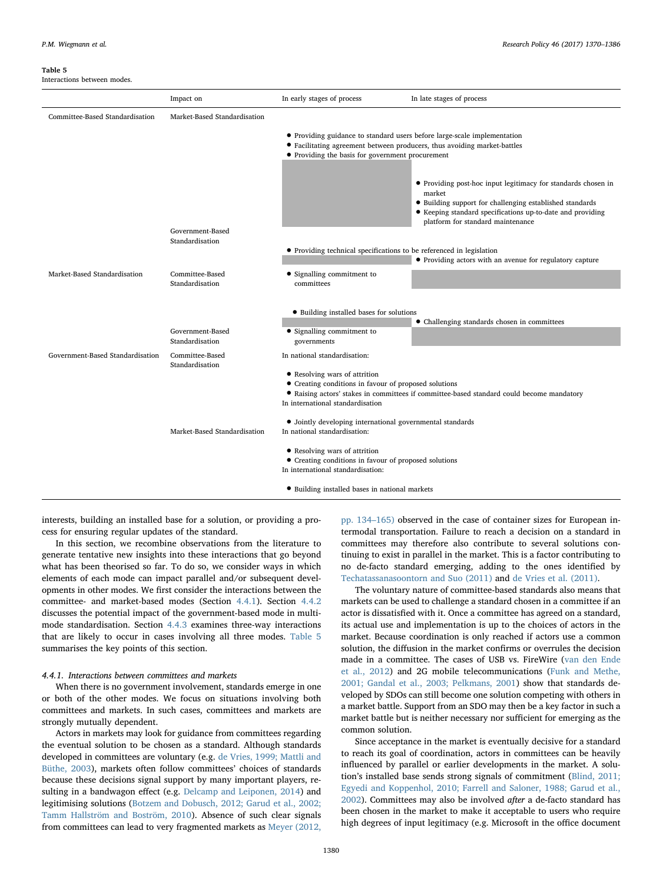**Table 5**
Interactions between modes.

| | Impact on | In early stages of process | In late stages of process |
|---|---|---|---|
| Committee-Based Standardisation | Market-Based Standardisation | • Providing guidance to standard users before large-scale implementation<br>• Facilitating agreement between producers, thus avoiding market-battles<br>• Providing the basis for government procurement | • Providing guidance to standard users before large-scale implementation<br>• Facilitating agreement between producers, thus avoiding market-battles<br>• Providing the basis for government procurement<br>• Providing post-hoc input legitimacy for standards chosen in market<br>• Building support for challenging established standards<br>• Keeping standard specifications up-to-date and providing platform for standard maintenance |
| | Government-Based Standardisation | • Providing technical specifications to be referenced in legislation | • Providing technical specifications to be referenced in legislation<br>• Providing actors with an avenue for regulatory capture |
| Market-Based Standardisation | Committee-Based Standardisation | • Signalling commitment to committees<br>• Building installed bases for solutions | • Building installed bases for solutions<br>• Challenging standards chosen in committees |
| | Government-Based Standardisation | • Signalling commitment to governments | |
| Government-Based Standardisation | Committee-Based Standardisation | In national standardisation:<br>• Resolving wars of attrition<br>• Creating conditions in favour of proposed solutions<br>• Raising actors' stakes in committees if committee-based standard could become mandatory<br>In international standardisation<br>• Jointly developing international governmental standards | In national standardisation:<br>• Resolving wars of attrition<br>• Creating conditions in favour of proposed solutions<br>• Raising actors' stakes in committees if committee-based standard could become mandatory<br>In international standardisation<br>• Jointly developing international governmental standards |
| | Market-Based Standardisation | In national standardisation:<br>• Resolving wars of attrition<br>• Creating conditions in favour of proposed solutions<br>In international standardisation:<br>• Building installed bases in national markets | In national standardisation:<br>• Resolving wars of attrition<br>• Creating conditions in favour of proposed solutions<br>In international standardisation:<br>• Building installed bases in national markets |

interests, building an installed base for a solution, or providing a process for ensuring regular updates of the standard.

In this section, we recombine observations from the literature to generate tentative new insights into these interactions that go beyond what has been theorised so far. To do so, we consider ways in which elements of each mode can impact parallel and/or subsequent developments in other modes. We first consider the interactions between the committee- and market-based modes (Section 4.4.1). Section 4.4.2 discusses the potential impact of the government-based mode in multi-mode standardisation. Section 4.4.3 examines three-way interactions that are likely to occur in cases involving all three modes. Table 5 summarises the key points of this section.

#### 4.4.1. Interactions between committees and markets

When there is no government involvement, standards emerge in one or both of the other modes. We focus on situations involving both committees and markets. In such cases, committees and markets are strongly mutually dependent.

Actors in markets may look for guidance from committees regarding the eventual solution to be chosen as a standard. Although standards developed in committees are voluntary (e.g. de Vries, 1999; Mattli and Büthe, 2003), markets often follow committees' choices of standards because these decisions signal support by many important players, resulting in a bandwagon effect (e.g. Delcamp and Leiponen, 2014) and legitimising solutions (Botzem and Dobusch, 2012; Garud et al., 2002; Tamm Hallström and Boström, 2010). Absence of such clear signals from committees can lead to very fragmented markets as Meyer (2012, pp. 134–165) observed in the case of container sizes for European intermodal transportation. Failure to reach a decision on a standard in committees may therefore also contribute to several solutions continuing to exist in parallel in the market. This is a factor contributing to no de-facto standard emerging, adding to the ones identified by Techatassanasoontorn and Suo (2011) and de Vries et al. (2011).

The voluntary nature of committee-based standards also means that markets can be used to challenge a standard chosen in a committee if an actor is dissatisfied with it. Once a committee has agreed on a standard, its actual use and implementation is up to the choices of actors in the market. Because coordination is only reached if actors use a common solution, the diffusion in the market confirms or overrules the decision made in a committee. The cases of USB vs. FireWire (van den Ende et al., 2012) and 2G mobile telecommunications (Funk and Methe, 2001; Gandal et al., 2003; Pelkmans, 2001) show that standards developed by SDOs can still become one solution competing with others in a market battle. Support from an SDO may then be a key factor in such a market battle but is neither necessary nor sufficient for emerging as the common solution.

Since acceptance in the market is eventually decisive for a standard to reach its goal of coordination, actors in committees can be heavily influenced by parallel or earlier developments in the market. A solution's installed base sends strong signals of commitment (Blind, 2011; Egyedi and Koppenhol, 2010; Farrell and Saloner, 1988; Garud et al., 2002). Committees may also be involved *after* a de-facto standard has been chosen in the market to make it acceptable to users who require high degrees of input legitimacy (e.g. Microsoft in the office document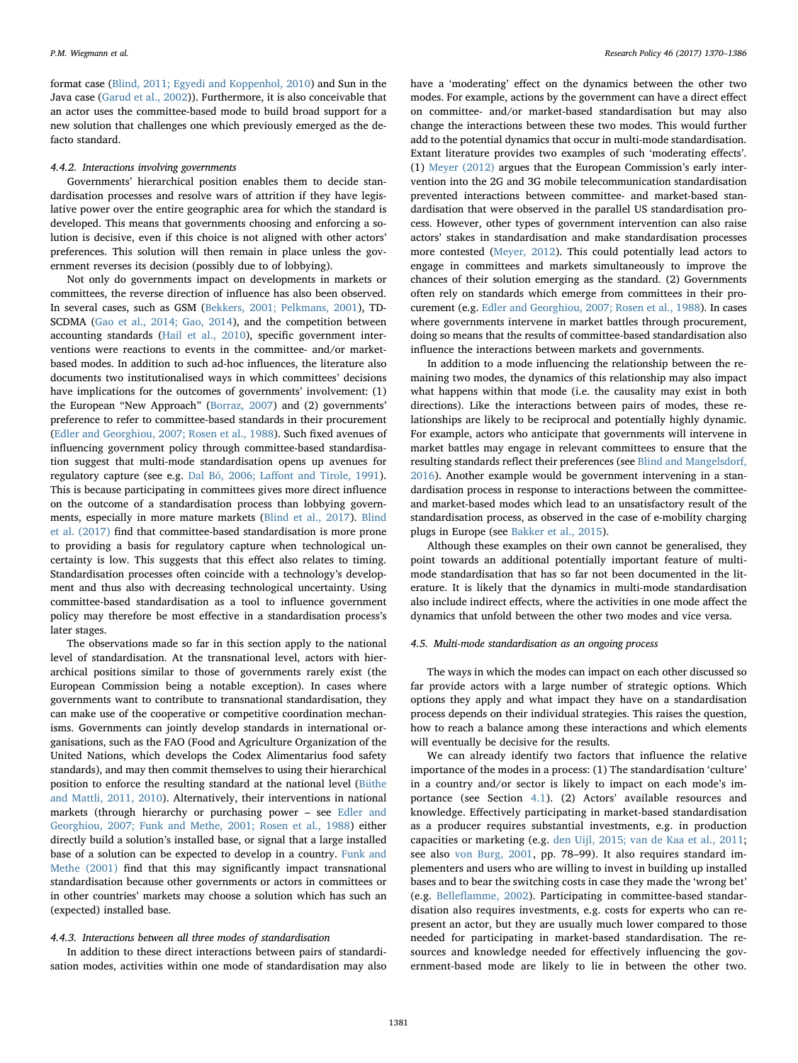format case (Blind, 2011; Egyedi and Koppenhol, 2010) and Sun in the Java case (Garud et al., 2002)). Furthermore, it is also conceivable that an actor uses the committee-based mode to build broad support for a new solution that challenges one which previously emerged as the de-facto standard.

#### 4.4.2. Interactions involving governments

Governments' hierarchical position enables them to decide standardisation processes and resolve wars of attrition if they have legislative power over the entire geographic area for which the standard is developed. This means that governments choosing and enforcing a solution is decisive, even if this choice is not aligned with other actors' preferences. This solution will then remain in place unless the government reverses its decision (possibly due to of lobbying).

Not only do governments impact on developments in markets or committees, the reverse direction of influence has also been observed. In several cases, such as GSM (Bekkers, 2001; Pelkmans, 2001), TD-SCDMA (Gao et al., 2014; Gao, 2014), and the competition between accounting standards (Hail et al., 2010), specific government interventions were reactions to events in the committee- and/or market-based modes. In addition to such ad-hoc influences, the literature also documents two institutionalised ways in which committees' decisions have implications for the outcomes of governments' involvement: (1) the European "New Approach" (Borraz, 2007) and (2) governments' preference to refer to committee-based standards in their procurement (Edler and Georghiou, 2007; Rosen et al., 1988). Such fixed avenues of influencing government policy through committee-based standardisation suggest that multi-mode standardisation opens up avenues for regulatory capture (see e.g. Dal Bó, 2006; Laffont and Tirole, 1991). This is because participating in committees gives more direct influence on the outcome of a standardisation process than lobbying governments, especially in more mature markets (Blind et al., 2017). Blind et al. (2017) find that committee-based standardisation is more prone to providing a basis for regulatory capture when technological uncertainty is low. This suggests that this effect also relates to timing. Standardisation processes often coincide with a technology's development and thus also with decreasing technological uncertainty. Using committee-based standardisation as a tool to influence government policy may therefore be most effective in a standardisation process's later stages.

The observations made so far in this section apply to the national level of standardisation. At the transnational level, actors with hierarchical positions similar to those of governments rarely exist (the European Commission being a notable exception). In cases where governments want to contribute to transnational standardisation, they can make use of the cooperative or competitive coordination mechanisms. Governments can jointly develop standards in international organisations, such as the FAO (Food and Agriculture Organization of the United Nations, which develops the Codex Alimentarius food safety standards), and may then commit themselves to using their hierarchical position to enforce the resulting standard at the national level (Büthe and Mattli, 2011, 2010). Alternatively, their interventions in national markets (through hierarchy or purchasing power – see Edler and Georghiou, 2007; Funk and Methe, 2001; Rosen et al., 1988) either directly build a solution's installed base, or signal that a large installed base of a solution can be expected to develop in a country. Funk and Methe (2001) find that this may significantly impact transnational standardisation because other governments or actors in committees or in other countries' markets may choose a solution which has such an (expected) installed base.

#### 4.4.3. Interactions between all three modes of standardisation

In addition to these direct interactions between pairs of standardisation modes, activities within one mode of standardisation may also have a 'moderating' effect on the dynamics between the other two modes. For example, actions by the government can have a direct effect on committee- and/or market-based standardisation but may also change the interactions between these two modes. This would further add to the potential dynamics that occur in multi-mode standardisation. Extant literature provides two examples of such 'moderating effects'. (1) Meyer (2012) argues that the European Commission's early intervention into the 2G and 3G mobile telecommunication standardisation prevented interactions between committee- and market-based standardisation that were observed in the parallel US standardisation process. However, other types of government intervention can also raise actors' stakes in standardisation and make standardisation processes more contested (Meyer, 2012). This could potentially lead actors to engage in committees and markets simultaneously to improve the chances of their solution emerging as the standard. (2) Governments often rely on standards which emerge from committees in their procurement (e.g. Edler and Georghiou, 2007; Rosen et al., 1988). In cases where governments intervene in market battles through procurement, doing so means that the results of committee-based standardisation also influence the interactions between markets and governments.

In addition to a mode influencing the relationship between the remaining two modes, the dynamics of this relationship may also impact what happens within that mode (i.e. the causality may exist in both directions). Like the interactions between pairs of modes, these relationships are likely to be reciprocal and potentially highly dynamic. For example, actors who anticipate that governments will intervene in market battles may engage in relevant committees to ensure that the resulting standards reflect their preferences (see Blind and Mangelsdorf, 2016). Another example would be government intervening in a standardisation process in response to interactions between the committee- and market-based modes which lead to an unsatisfactory result of the standardisation process, as observed in the case of e-mobility charging plugs in Europe (see Bakker et al., 2015).

Although these examples on their own cannot be generalised, they point towards an additional potentially important feature of multi-mode standardisation that has so far not been documented in the literature. It is likely that the dynamics in multi-mode standardisation also include indirect effects, where the activities in one mode affect the dynamics that unfold between the other two modes and vice versa.

### 4.5. Multi-mode standardisation as an ongoing process

The ways in which the modes can impact on each other discussed so far provide actors with a large number of strategic options. Which options they apply and what impact they have on a standardisation process depends on their individual strategies. This raises the question, how to reach a balance among these interactions and which elements will eventually be decisive for the results.

We can already identify two factors that influence the relative importance of the modes in a process: (1) The standardisation 'culture' in a country and/or sector is likely to impact on each mode's importance (see Section 4.1). (2) Actors' available resources and knowledge. Effectively participating in market-based standardisation as a producer requires substantial investments, e.g. in production capacities or marketing (e.g. den Uijl, 2015; van de Kaa et al., 2011; see also von Burg, 2001, pp. 78–99). It also requires standard implementers and users who are willing to invest in building up installed bases and to bear the switching costs in case they made the 'wrong bet' (e.g. Belleflamme, 2002). Participating in committee-based standardisation also requires investments, e.g. costs for experts who can represent an actor, but they are usually much lower compared to those needed for participating in market-based standardisation. The resources and knowledge needed for effectively influencing the government-based mode are likely to lie in between the other two.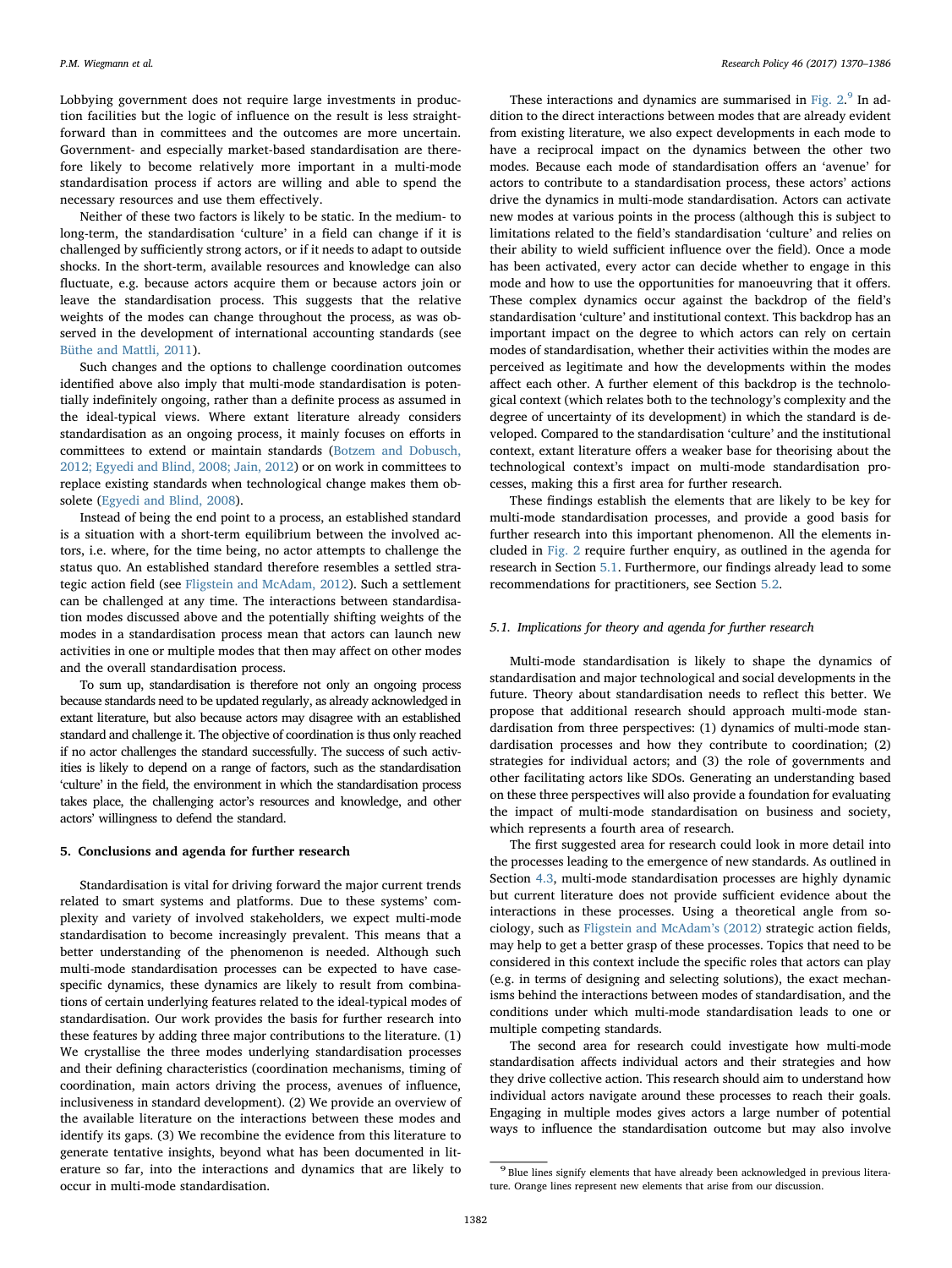Lobbying government does not require large investments in production facilities but the logic of influence on the result is less straightforward than in committees and the outcomes are more uncertain. Government- and especially market-based standardisation are therefore likely to become relatively more important in a multi-mode standardisation process if actors are willing and able to spend the necessary resources and use them effectively.

Neither of these two factors is likely to be static. In the medium- to long-term, the standardisation 'culture' in a field can change if it is challenged by sufficiently strong actors, or if it needs to adapt to outside shocks. In the short-term, available resources and knowledge can also fluctuate, e.g. because actors acquire them or because actors join or leave the standardisation process. This suggests that the relative weights of the modes can change throughout the process, as was observed in the development of international accounting standards (see Büthe and Mattli, 2011).

Such changes and the options to challenge coordination outcomes identified above also imply that multi-mode standardisation is potentially indefinitely ongoing, rather than a definite process as assumed in the ideal-typical views. Where extant literature already considers standardisation as an ongoing process, it mainly focuses on efforts in committees to extend or maintain standards (Botzem and Dobusch, 2012; Egyedi and Blind, 2008; Jain, 2012) or on work in committees to replace existing standards when technological change makes them obsolete (Egyedi and Blind, 2008).

Instead of being the end point to a process, an established standard is a situation with a short-term equilibrium between the involved actors, i.e. where, for the time being, no actor attempts to challenge the status quo. An established standard therefore resembles a settled strategic action field (see Fligstein and McAdam, 2012). Such a settlement can be challenged at any time. The interactions between standardisation modes discussed above and the potentially shifting weights of the modes in a standardisation process mean that actors can launch new activities in one or multiple modes that then may affect on other modes and the overall standardisation process.

To sum up, standardisation is therefore not only an ongoing process because standards need to be updated regularly, as already acknowledged in extant literature, but also because actors may disagree with an established standard and challenge it. The objective of coordination is thus only reached if no actor challenges the standard successfully. The success of such activities is likely to depend on a range of factors, such as the standardisation 'culture' in the field, the environment in which the standardisation process takes place, the challenging actor's resources and knowledge, and other actors' willingness to defend the standard.

## 5. Conclusions and agenda for further research

Standardisation is vital for driving forward the major current trends related to smart systems and platforms. Due to these systems' complexity and variety of involved stakeholders, we expect multi-mode standardisation to become increasingly prevalent. This means that a better understanding of the phenomenon is needed. Although such multi-mode standardisation processes can be expected to have case-specific dynamics, these dynamics are likely to result from combinations of certain underlying features related to the ideal-typical modes of standardisation. Our work provides the basis for further research into these features by adding three major contributions to the literature. (1) We crystallise the three modes underlying standardisation processes and their defining characteristics (coordination mechanisms, timing of coordination, main actors driving the process, avenues of influence, inclusiveness in standard development). (2) We provide an overview of the available literature on the interactions between these modes and identify its gaps. (3) We recombine the evidence from this literature to generate tentative insights, beyond what has been documented in literature so far, into the interactions and dynamics that are likely to occur in multi-mode standardisation.

These interactions and dynamics are summarised in Fig. 2.[9] In addition to the direct interactions between modes that are already evident from existing literature, we also expect developments in each mode to have a reciprocal impact on the dynamics between the other two modes. Because each mode of standardisation offers an 'avenue' for actors to contribute to a standardisation process, these actors' actions drive the dynamics in multi-mode standardisation. Actors can activate new modes at various points in the process (although this is subject to limitations related to the field's standardisation 'culture' and relies on their ability to wield sufficient influence over the field). Once a mode has been activated, every actor can decide whether to engage in this mode and how to use the opportunities for manoeuvring that it offers. These complex dynamics occur against the backdrop of the field's standardisation 'culture' and institutional context. This backdrop has an important impact on the degree to which actors can rely on certain modes of standardisation, whether their activities within the modes are perceived as legitimate and how the developments within the modes affect each other. A further element of this backdrop is the technological context (which relates both to the technology's complexity and the degree of uncertainty of its development) in which the standard is developed. Compared to the standardisation 'culture' and the institutional context, extant literature offers a weaker base for theorising about the technological context's impact on multi-mode standardisation processes, making this a first area for further research.

These findings establish the elements that are likely to be key for multi-mode standardisation processes, and provide a good basis for further research into this important phenomenon. All the elements included in Fig. 2 require further enquiry, as outlined in the agenda for research in Section 5.1. Furthermore, our findings already lead to some recommendations for practitioners, see Section 5.2.

### 5.1. Implications for theory and agenda for further research

Multi-mode standardisation is likely to shape the dynamics of standardisation and major technological and social developments in the future. Theory about standardisation needs to reflect this better. We propose that additional research should approach multi-mode standardisation from three perspectives: (1) dynamics of multi-mode standardisation processes and how they contribute to coordination; (2) strategies for individual actors; and (3) the role of governments and other facilitating actors like SDOs. Generating an understanding based on these three perspectives will also provide a foundation for evaluating the impact of multi-mode standardisation on business and society, which represents a fourth area of research.

The first suggested area for research could look in more detail into the processes leading to the emergence of new standards. As outlined in Section 4.3, multi-mode standardisation processes are highly dynamic but current literature does not provide sufficient evidence about the interactions in these processes. Using a theoretical angle from sociology, such as Fligstein and McAdam's (2012) strategic action fields, may help to get a better grasp of these processes. Topics that need to be considered in this context include the specific roles that actors can play (e.g. in terms of designing and selecting solutions), the exact mechanisms behind the interactions between modes of standardisation, and the conditions under which multi-mode standardisation leads to one or multiple competing standards.

The second area for research could investigate how multi-mode standardisation affects individual actors and their strategies and how they drive collective action. This research should aim to understand how individual actors navigate around these processes to reach their goals. Engaging in multiple modes gives actors a large number of potential ways to influence the standardisation outcome but may also involve

[9] Blue lines signify elements that have already been acknowledged in previous literature. Orange lines represent new elements that arise from our discussion.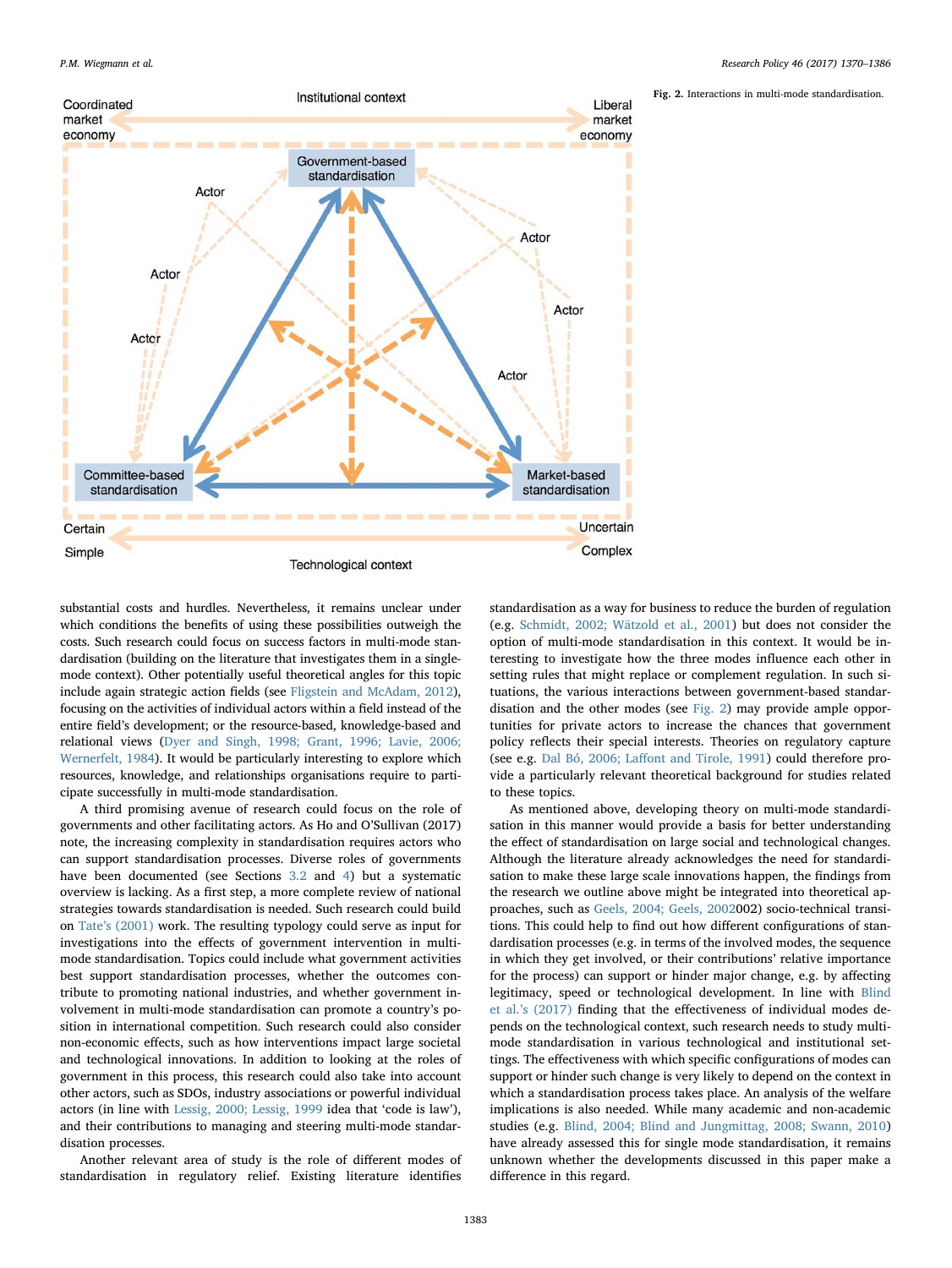Fig. 2. Interactions in multi-mode standardisation.

substantial costs and hurdles. Nevertheless, it remains unclear under which conditions the benefits of using these possibilities outweigh the costs. Such research could focus on success factors in multi-mode standardisation (building on the literature that investigates them in a single-mode context). Other potentially useful theoretical angles for this topic include again strategic action fields (see Fligstein and McAdam, 2012), focusing on the activities of individual actors within a field instead of the entire field's development; or the resource-based, knowledge-based and relational views (Dyer and Singh, 1998; Grant, 1996; Lavie, 2006; Wernerfelt, 1984). It would be particularly interesting to explore which resources, knowledge, and relationships organisations require to participate successfully in multi-mode standardisation.

A third promising avenue of research could focus on the role of governments and other facilitating actors. As Ho and O'Sullivan (2017) note, the increasing complexity in standardisation requires actors who can support standardisation processes. Diverse roles of governments have been documented (see Sections 3.2 and 4) but a systematic overview is lacking. As a first step, a more complete review of national strategies towards standardisation is needed. Such research could build on Tate's (2001) work. The resulting typology could serve as input for investigations into the effects of government intervention in multi-mode standardisation. Topics could include what government activities best support standardisation processes, whether the outcomes contribute to promoting national industries, and whether government involvement in multi-mode standardisation can promote a country's position in international competition. Such research could also consider non-economic effects, such as how interventions impact large societal and technological innovations. In addition to looking at the roles of government in this process, this research could also take into account other actors, such as SDOs, industry associations or powerful individual actors (in line with Lessig, 2000; Lessig, 1999 idea that 'code is law'), and their contributions to managing and steering multi-mode standardisation processes.

Another relevant area of study is the role of different modes of standardisation in regulatory relief. Existing literature identifies standardisation as a way for business to reduce the burden of regulation (e.g. Schmidt, 2002; Wätzold et al., 2001) but does not consider the option of multi-mode standardisation in this context. It would be interesting to investigate how the three modes influence each other in setting rules that might replace or complement regulation. In such situations, the various interactions between government-based standardisation and the other modes (see Fig. 2) may provide ample opportunities for private actors to increase the chances that government policy reflects their special interests. Theories on regulatory capture (see e.g. Dal Bó, 2006; Laffont and Tirole, 1991) could therefore provide a particularly relevant theoretical background for studies related to these topics.

As mentioned above, developing theory on multi-mode standardisation in this manner would provide a basis for better understanding the effect of standardisation on large social and technological changes. Although the literature already acknowledges the need for standardisation to make these large scale innovations happen, the findings from the research we outline above might be integrated into theoretical approaches, such as Geels, 2004; Geels, 2002002) socio-technical transitions. This could help to find out how different configurations of standardisation processes (e.g. in terms of the involved modes, the sequence in which they get involved, or their contributions' relative importance for the process) can support or hinder major change, e.g. by affecting legitimacy, speed or technological development. In line with Blind et al.'s (2017) finding that the effectiveness of individual modes depends on the technological context, such research needs to study multi-mode standardisation in various technological and institutional settings. The effectiveness with which specific configurations of modes can support or hinder such change is very likely to depend on the context in which a standardisation process takes place. An analysis of the welfare implications is also needed. While many academic and non-academic studies (e.g. Blind, 2004; Blind and Jungmittag, 2008; Swann, 2010) have already assessed this for single mode standardisation, it remains unknown whether the developments discussed in this paper make a difference in this regard.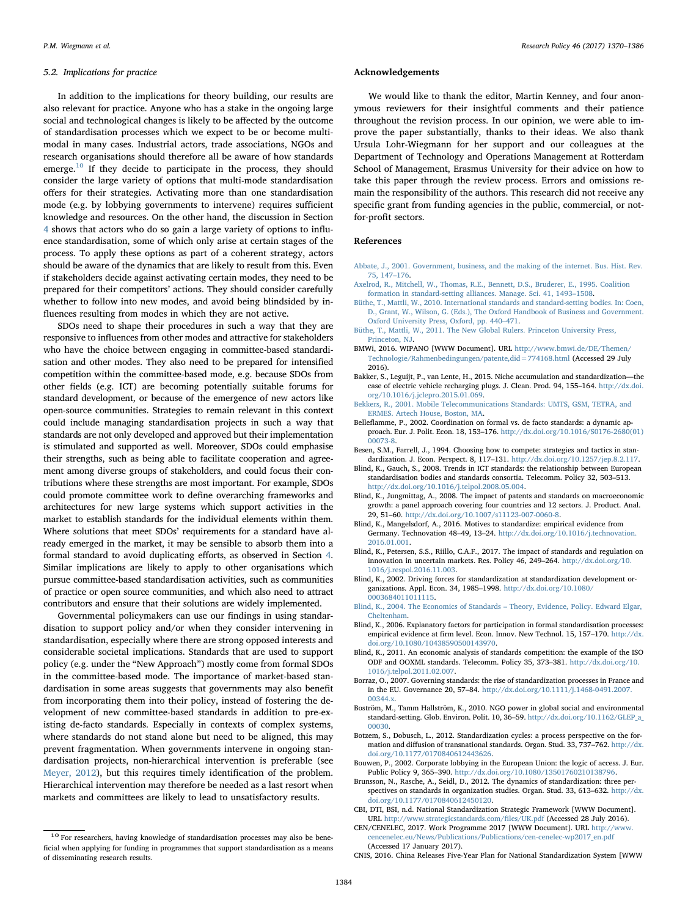### 5.2. Implications for practice

In addition to the implications for theory building, our results are also relevant for practice. Anyone who has a stake in the ongoing large social and technological changes is likely to be affected by the outcome of standardisation processes which we expect to be or become multi-modal in many cases. Industrial actors, trade associations, NGOs and research organisations should therefore all be aware of how standards emerge.[10] If they decide to participate in the process, they should consider the large variety of options that multi-mode standardisation offers for their strategies. Activating more than one standardisation mode (e.g. by lobbying governments to intervene) requires sufficient knowledge and resources. On the other hand, the discussion in Section 4 shows that actors who do so gain a large variety of options to influence standardisation, some of which only arise at certain stages of the process. To apply these options as part of a coherent strategy, actors should be aware of the dynamics that are likely to result from this. Even if stakeholders decide against activating certain modes, they need to be prepared for their competitors' actions. They should consider carefully whether to follow into new modes, and avoid being blindsided by influences resulting from modes in which they are not active.

SDOs need to shape their procedures in such a way that they are responsive to influences from other modes and attractive for stakeholders who have the choice between engaging in committee-based standardisation and other modes. They also need to be prepared for intensified competition within the committee-based mode, e.g. because SDOs from other fields (e.g. ICT) are becoming potentially suitable forums for standard development, or because of the emergence of new actors like open-source communities. Strategies to remain relevant in this context could include managing standardisation projects in such a way that standards are not only developed and approved but their implementation is stimulated and supported as well. Moreover, SDOs could emphasise their strengths, such as being able to facilitate cooperation and agreement among diverse groups of stakeholders, and could focus their contributions where these strengths are most important. For example, SDOs could promote committee work to define overarching frameworks and architectures for new large systems which support activities in the market to establish standards for the individual elements within them. Where solutions that meet SDOs' requirements for a standard have already emerged in the market, it may be sensible to absorb them into a formal standard to avoid duplicating efforts, as observed in Section 4. Similar implications are likely to apply to other organisations which pursue committee-based standardisation activities, such as communities of practice or open source communities, and which also need to attract contributors and ensure that their solutions are widely implemented.

Governmental policymakers can use our findings in using standardisation to support policy and/or when they consider intervening in standardisation, especially where there are strong opposed interests and considerable societal implications. Standards that are used to support policy (e.g. under the "New Approach") mostly come from formal SDOs in the committee-based mode. The importance of market-based standardisation in some areas suggests that governments may also benefit from incorporating them into their policy, instead of fostering the development of new committee-based standards in addition to pre-existing de-facto standards. Especially in contexts of complex systems, where standards do not stand alone but need to be aligned, this may prevent fragmentation. When governments intervene in ongoing standardisation projects, non-hierarchical intervention is preferable (see Meyer, 2012), but this requires timely identification of the problem. Hierarchical intervention may therefore be needed as a last resort when markets and committees are likely to lead to unsatisfactory results.

[10] For researchers, having knowledge of standardisation processes may also be beneficial when applying for funding in programmes that support standardisation as a means of disseminating research results.

## Acknowledgements

We would like to thank the editor, Martin Kenney, and four anonymous reviewers for their insightful comments and their patience throughout the revision process. In our opinion, we were able to improve the paper substantially, thanks to their ideas. We also thank Ursula Lohr-Wiegmann for her support and our colleagues at the Department of Technology and Operations Management at Rotterdam School of Management, Erasmus University for their advice on how to take this paper through the review process. Errors and omissions remain the responsibility of the authors. This research did not receive any specific grant from funding agencies in the public, commercial, or not-for-profit sectors.

## References

Abbate, J., 2001. Government, business, and the making of the internet. Bus. Hist. Rev. 75, 147–176.

Axelrod, R., Mitchell, W., Thomas, R.E., Bennett, D.S., Bruderer, E., 1995. Coalition formation in standard-setting alliances. Manage. Sci. 41, 1493–1508.

Büthe, T., Mattli, W., 2010. International standards and standard-setting bodies. In: Coen, D., Grant, W., Wilson, G. (Eds.), The Oxford Handbook of Business and Government. Oxford University Press, Oxford, pp. 440–471.

Büthe, T., Mattli, W., 2011. The New Global Rulers. Princeton University Press, Princeton, NJ.

BMWi, 2016. WIPANO [WWW Document]. URL http://www.bmwi.de/DE/Themen/Technologie/Rahmenbedingungen/patente,did=774168.html (Accessed 29 July 2016).

Bakker, S., Leguijt, P., van Lente, H., 2015. Niche accumulation and standardization—the case of electric vehicle recharging plugs. J. Clean. Prod. 94, 155–164. http://dx.doi.org/10.1016/j.jclepro.2015.01.069.

Bekkers, R., 2001. Mobile Telecommunications Standards: UMTS, GSM, TETRA, and ERMES. Artech House, Boston, MA.

Belleflamme, P., 2002. Coordination on formal vs. de facto standards: a dynamic approach. Eur. J. Polit. Econ. 18, 153–176. http://dx.doi.org/10.1016/S0176-2680(01)00073-8.

Besen, S.M., Farrell, J., 1994. Choosing how to compete: strategies and tactics in standardization. J. Econ. Perspect. 8, 117–131. http://dx.doi.org/10.1257/jep.8.2.117.

Blind, K., Gauch, S., 2008. Trends in ICT standards: the relationship between European standardisation bodies and standards consortia. Telecomm. Policy 32, 503–513. http://dx.doi.org/10.1016/j.telpol.2008.05.004.

Blind, K., Jungmittag, A., 2008. The impact of patents and standards on macroeconomic growth: a panel approach covering four countries and 12 sectors. J. Product. Anal. 29, 51–60. http://dx.doi.org/10.1007/s11123-007-0060-8.

Blind, K., Mangelsdorf, A., 2016. Motives to standardize: empirical evidence from Germany. Technovation 48–49, 13–24. http://dx.doi.org/10.1016/j.technovation.2016.01.001.

Blind, K., Petersen, S.S., Riillo, C.A.F., 2017. The impact of standards and regulation on innovation in uncertain markets. Res. Policy 46, 249–264. http://dx.doi.org/10.1016/j.respol.2016.11.003.

Blind, K., 2002. Driving forces for standardization at standardization development organizations. Appl. Econ. 34, 1985–1998. http://dx.doi.org/10.1080/0003684011011115.

Blind, K., 2004. The Economics of Standards – Theory, Evidence, Policy. Edward Elgar, Cheltenham.

Blind, K., 2006. Explanatory factors for participation in formal standardisation processes: empirical evidence at firm level. Econ. Innov. New Technol. 15, 157–170. http://dx.doi.org/10.1080/10438590500143970.

Blind, K., 2011. An economic analysis of standards competition: the example of the ISO ODF and OOXML standards. Telecomm. Policy 35, 373–381. http://dx.doi.org/10.1016/j.telpol.2011.02.007.

Borraz, O., 2007. Governing standards: the rise of standardization processes in France and in the EU. Governance 20, 57–84. http://dx.doi.org/10.1111/j.1468-0491.2007.00344.x.

Boström, M., Tamm Hallström, K., 2010. NGO power in global social and environmental standard-setting. Glob. Environ. Polit. 10, 36–59. http://dx.doi.org/10.1162/GLEP_a_00030.

Botzem, S., Dobusch, L., 2012. Standardization cycles: a process perspective on the formation and diffusion of transnational standards. Organ. Stud. 33, 737–762. http://dx.doi.org/10.1177/0170840612443626.

Bouwen, P., 2002. Corporate lobbying in the European Union: the logic of access. J. Eur. Public Policy 9, 365–390. http://dx.doi.org/10.1080/13501760210138796.

Brunsson, N., Rasche, A., Seidl, D., 2012. The dynamics of standardization: three perspectives on standards in organization studies. Organ. Stud. 33, 613–632. http://dx.doi.org/10.1177/0170840612450120.

CBI, DTI, BSI, n.d. National Standardization Strategic Framework [WWW Document]. URL http://www.strategicstandards.com/files/UK.pdf (Accessed 28 July 2016).

CEN/CENELEC, 2017. Work Programme 2017 [WWW Document]. URL http://www.cencenelec.eu/News/Publications/Publications/cen-cenelec-wp2017_en.pdf (Accessed 17 January 2017).

CNIS, 2016. China Releases Five-Year Plan for National Standardization System [WWW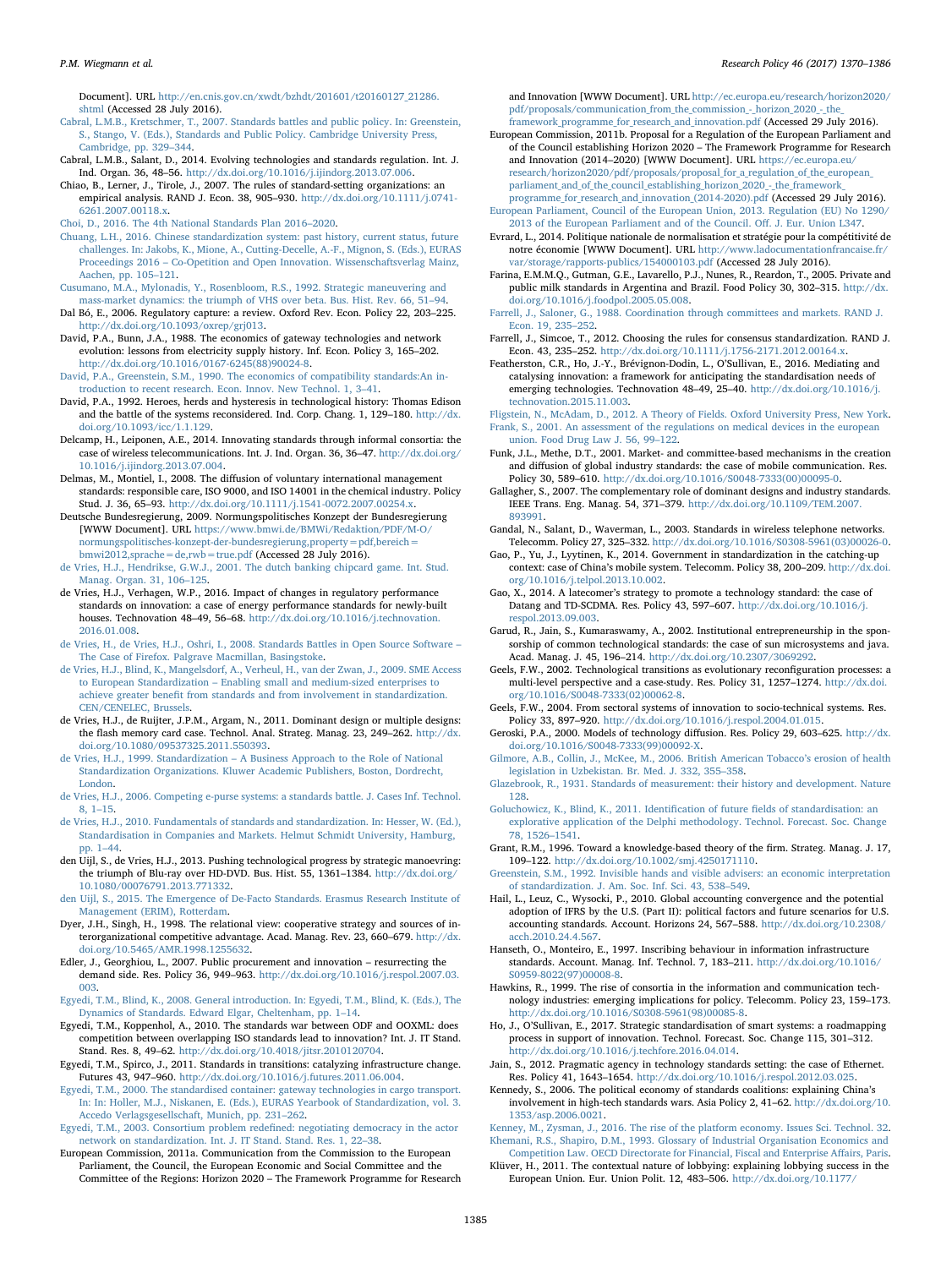Document]. URL http://en.cnis.gov.cn/xwdt/bzhdt/201601/t20160127_21286.shtml (Accessed 28 July 2016).

Cabral, L.M.B., Kretschmer, T., 2007. Standards battles and public policy. In: Greenstein, S., Stango, V. (Eds.), Standards and Public Policy. Cambridge University Press, Cambridge, pp. 329–344.

Cabral, L.M.B., Salant, D., 2014. Evolving technologies and standards regulation. Int. J. Ind. Organ. 36, 48–56. http://dx.doi.org/10.1016/j.ijindorg.2013.07.006.

Chiao, B., Lerner, J., Tirole, J., 2007. The rules of standard-setting organizations: an empirical analysis. RAND J. Econ. 38, 905–930. http://dx.doi.org/10.1111/j.0741-6261.2007.00118.x.

Choi, D., 2016. The 4th National Standards Plan 2016–2020.

Chuang, L.H., 2016. Chinese standardization system: past history, current status, future challenges. In: Jakobs, K., Mione, A., Cutting-Decelle, A.-F., Mignon, S. (Eds.), EURAS Proceedings 2016 – Co-Opetition and Open Innovation. Wissenschaftsverlag Mainz, Aachen, pp. 105–121.

Cusumano, M.A., Mylonadis, Y., Rosenbloom, R.S., 1992. Strategic maneuvering and mass-market dynamics: the triumph of VHS over beta. Bus. Hist. Rev. 66, 51–94.

Dal Bó, E., 2006. Regulatory capture: a review. Oxford Rev. Econ. Policy 22, 203–225. http://dx.doi.org/10.1093/oxrep/grj013.

David, P.A., Bunn, J.A., 1988. The economics of gateway technologies and network evolution: lessons from electricity supply history. Inf. Econ. Policy 3, 165–202. http://dx.doi.org/10.1016/0167-6245(88)90024-8.

David, P.A., Greenstein, S.M., 1990. The economics of compatibility standards:An introduction to recent research. Econ. Innov. New Technol. 1, 3–41.

David, P.A., 1992. Heroes, herds and hysteresis in technological history: Thomas Edison and the battle of the systems reconsidered. Ind. Corp. Chang. 1, 129–180. http://dx.doi.org/10.1093/icc/1.1.129.

Delcamp, H., Leiponen, A.E., 2014. Innovating standards through informal consortia: the case of wireless telecommunications. Int. J. Ind. Organ. 36, 36–47. http://dx.doi.org/10.1016/j.ijindorg.2013.07.004.

Delmas, M., Montiel, I., 2008. The diffusion of voluntary international management standards: responsible care, ISO 9000, and ISO 14001 in the chemical industry. Policy Stud. J. 36, 65–93. http://dx.doi.org/10.1111/j.1541-0072.2007.00254.x.

Deutsche Bundesregierung, 2009. Normungspolitisches Konzept der Bundesregierung [WWW Document]. URL https://www.bmwi.de/BMWi/Redaktion/PDF/M-O/normungspolitisches-konzept-der-bundesregierung,property=pdf,bereich=bmwi2012,sprache=de,rwb=true.pdf (Accessed 28 July 2016).

de Vries, H.J., Hendrikse, G.W.J., 2001. The dutch banking chipcard game. Int. Stud. Manag. Organ. 31, 106–125.

de Vries, H.J., Verhagen, W.P., 2016. Impact of changes in regulatory performance standards on innovation: a case of energy performance standards for newly-built houses. Technovation 48–49, 56–68. http://dx.doi.org/10.1016/j.technovation.2016.01.008.

de Vries, H., de Vries, H.J., Oshri, I., 2008. Standards Battles in Open Source Software – The Case of Firefox. Palgrave Macmillan, Basingstoke.

de Vries, H.J., Blind, K., Mangelsdorf, A., Verheul, H., van der Zwan, J., 2009. SME Access to European Standardization – Enabling small and medium-sized enterprises to achieve greater benefit from standards and from involvement in standardization. CEN/CENELEC, Brussels.

de Vries, H.J., de Ruijter, J.P.M., Argam, N., 2011. Dominant design or multiple designs: the flash memory card case. Technol. Anal. Strateg. Manag. 23, 249–262. http://dx.doi.org/10.1080/09537325.2011.550393.

de Vries, H.J., 1999. Standardization – A Business Approach to the Role of National Standardization Organizations. Kluwer Academic Publishers, Boston, Dordrecht, London.

de Vries, H.J., 2006. Competing e-purse systems: a standards battle. J. Cases Inf. Technol. 8, 1–15.

de Vries, H.J., 2010. Fundamentals of standards and standardization. In: Hesser, W. (Ed.), Standardisation in Companies and Markets. Helmut Schmidt University, Hamburg, pp. 1–44.

den Uijl, S., de Vries, H.J., 2013. Pushing technological progress by strategic manoevring: the triumph of Blu-ray over HD-DVD. Bus. Hist. 55, 1361–1384. http://dx.doi.org/10.1080/00076791.2013.771332.

den Uijl, S., 2015. The Emergence of De-Facto Standards. Erasmus Research Institute of Management (ERIM), Rotterdam.

Dyer, J.H., Singh, H., 1998. The relational view: cooperative strategy and sources of interorganizational competitive advantage. Acad. Manag. Rev. 23, 660–679. http://dx.doi.org/10.5465/AMR.1998.1255632.

Edler, J., Georghiou, L., 2007. Public procurement and innovation – resurrecting the demand side. Res. Policy 36, 949–963. http://dx.doi.org/10.1016/j.respol.2007.03.003.

Egyedi, T.M., Blind, K., 2008. General introduction. In: Egyedi, T.M., Blind, K. (Eds.), The Dynamics of Standards. Edward Elgar, Cheltenham, pp. 1–14.

Egyedi, T.M., Koppenhol, A., 2010. The standards war between ODF and OOXML: does competition between overlapping ISO standards lead to innovation? Int. J. IT Stand. Stand. Res. 8, 49–62. http://dx.doi.org/10.4018/jitsr.2010120704.

Egyedi, T.M., Spirco, J., 2011. Standards in transitions: catalyzing infrastructure change. Futures 43, 947–960. http://dx.doi.org/10.1016/j.futures.2011.06.004.

Egyedi, T.M., 2000. The standardised container: gateway technologies in cargo transport. In: In: Holler, M.J., Niskanen, E. (Eds.), EURAS Yearbook of Standardization, vol. 3. Accedo Verlagsgesellschaft, Munich, pp. 231–262.

Egyedi, T.M., 2003. Consortium problem redefined: negotiating democracy in the actor network on standardization. Int. J. IT Stand. Stand. Res. 1, 22–38.

European Commission, 2011a. Communication from the Commission to the European Parliament, the Council, the European Economic and Social Committee and the Committee of the Regions: Horizon 2020 – The Framework Programme for Research and Innovation [WWW Document]. URL http://ec.europa.eu/research/horizon2020/pdf/proposals/communication_from_the_commission_-_horizon_2020_-_the_framework_programme_for_research_and_innovation.pdf (Accessed 29 July 2016).

European Commission, 2011b. Proposal for a Regulation of the European Parliament and of the Council establishing Horizon 2020 – The Framework Programme for Research and Innovation (2014–2020) [WWW Document]. URL https://ec.europa.eu/research/horizon2020/pdf/proposals/proposal_for_a_regulation_of_the_european_parliament_and_of_the_council_establishing_horizon_2020_-_the_framework_programme_for_research_and_innovation_(2014-2020).pdf (Accessed 29 July 2016).

European Parliament, Council of the European Union, 2013. Regulation (EU) No 1290/2013 of the European Parliament and of the Council. Off. J. Eur. Union L347.

Evrard, L., 2014. Politique nationale de normalisation et stratégie pour la compétitivité de notre économie [WWW Document]. URL http://www.ladocumentationfrancaise.fr/var/storage/rapports-publics/154000103.pdf (Accessed 28 July 2016).

Farina, E.M.M.Q., Gutman, G.E., Lavarello, P.J., Nunes, R., Reardon, T., 2005. Private and public milk standards in Argentina and Brazil. Food Policy 30, 302–315. http://dx.doi.org/10.1016/j.foodpol.2005.05.008.

Farrell, J., Saloner, G., 1988. Coordination through committees and markets. RAND J. Econ. 19, 235–252.

Farrell, J., Simcoe, T., 2012. Choosing the rules for consensus standardization. RAND J. Econ. 43, 235–252. http://dx.doi.org/10.1111/j.1756-2171.2012.00164.x.

Featherston, C.R., Ho, J.-Y., Brévignon-Dodin, L., O'Sullivan, E., 2016. Mediating and catalysing innovation: a framework for anticipating the standardisation needs of emerging technologies. Technovation 48–49, 25–40. http://dx.doi.org/10.1016/j.technovation.2015.11.003.

Fligstein, N., McAdam, D., 2012. A Theory of Fields. Oxford University Press, New York.

Frank, S., 2001. An assessment of the regulations on medical devices in the european union. Food Drug Law J. 56, 99–122.

Funk, J.L., Methe, D.T., 2001. Market- and committee-based mechanisms in the creation and diffusion of global industry standards: the case of mobile communication. Res. Policy 30, 589–610. http://dx.doi.org/10.1016/S0048-7333(00)00095-0.

Gallagher, S., 2007. The complementary role of dominant designs and industry standards. IEEE Trans. Eng. Manag. 54, 371–379. http://dx.doi.org/10.1109/TEM.2007.893991.

Gandal, N., Salant, D., Waverman, L., 2003. Standards in wireless telephone networks. Telecomm. Policy 27, 325–332. http://dx.doi.org/10.1016/S0308-5961(03)00026-0.

Gao, P., Yu, J., Lyytinen, K., 2014. Government in standardization in the catching-up context: case of China's mobile system. Telecomm. Policy 38, 200–209. http://dx.doi.org/10.1016/j.telpol.2013.10.002.

Gao, X., 2014. A latecomer's strategy to promote a technology standard: the case of Datang and TD-SCDMA. Res. Policy 43, 597–607. http://dx.doi.org/10.1016/j.respol.2013.09.003.

Garud, R., Jain, S., Kumaraswamy, A., 2002. Institutional entrepreneurship in the sponsorship of common technological standards: the case of sun microsystems and java. Acad. Manag. J. 45, 196–214. http://dx.doi.org/10.2307/3069292.

Geels, F.W., 2002. Technological transitions as evolutionary reconfiguration processes: a multi-level perspective and a case-study. Res. Policy 31, 1257–1274. http://dx.doi.org/10.1016/S0048-7333(02)00062-8.

Geels, F.W., 2004. From sectoral systems of innovation to socio-technical systems. Res. Policy 33, 897–920. http://dx.doi.org/10.1016/j.respol.2004.01.015.

Geroski, P.A., 2000. Models of technology diffusion. Res. Policy 29, 603–625. http://dx.doi.org/10.1016/S0048-7333(99)00092-X.

Gilmore, A.B., Collin, J., McKee, M., 2006. British American Tobacco's erosion of health legislation in Uzbekistan. Br. Med. J. 332, 355–358.

Glazebrook, R., 1931. Standards of measurement: their history and development. Nature 128.

Goluchowicz, K., Blind, K., 2011. Identification of future fields of standardisation: an explorative application of the Delphi methodology. Technol. Forecast. Soc. Change 78, 1526–1541.

Grant, R.M., 1996. Toward a knowledge-based theory of the firm. Strateg. Manag. J. 17, 109–122. http://dx.doi.org/10.1002/smj.4250171110.

Greenstein, S.M., 1992. Invisible hands and visible advisers: an economic interpretation of standardization. J. Am. Soc. Inf. Sci. 43, 538–549.

Hail, L., Leuz, C., Wysocki, P., 2010. Global accounting convergence and the potential adoption of IFRS by the U.S. (Part II): political factors and future scenarios for U.S. accounting standards. Account. Horizons 24, 567–588. http://dx.doi.org/10.2308/acch.2010.24.4.567.

Hanseth, O., Monteiro, E., 1997. Inscribing behaviour in information infrastructure standards. Account. Manag. Inf. Technol. 7, 183–211. http://dx.doi.org/10.1016/S0959-8022(97)00008-8.

Hawkins, R., 1999. The rise of consortia in the information and communication technology industries: emerging implications for policy. Telecomm. Policy 23, 159–173. http://dx.doi.org/10.1016/S0308-5961(98)00085-8.

Ho, J., O'Sullivan, E., 2017. Strategic standardisation of smart systems: a roadmapping process in support of innovation. Technol. Forecast. Soc. Change 115, 301–312. http://dx.doi.org/10.1016/j.techfore.2016.04.014.

Jain, S., 2012. Pragmatic agency in technology standards setting: the case of Ethernet. Res. Policy 41, 1643–1654. http://dx.doi.org/10.1016/j.respol.2012.03.025.

Kennedy, S., 2006. The political economy of standards coalitions: explaining China's involvement in high-tech standards wars. Asia Policy 2, 41–62. http://dx.doi.org/10.1353/asp.2006.0021.

Kenney, M., Zysman, J., 2016. The rise of the platform economy. Issues Sci. Technol. 32.

Khemani, R.S., Shapiro, D.M., 1993. Glossary of Industrial Organisation Economics and Competition Law. OECD Directorate for Financial, Fiscal and Enterprise Affairs, Paris.

Klüver, H., 2011. The contextual nature of lobbying: explaining lobbying success in the European Union. Eur. Union Polit. 12, 483–506. http://dx.doi.org/10.1177/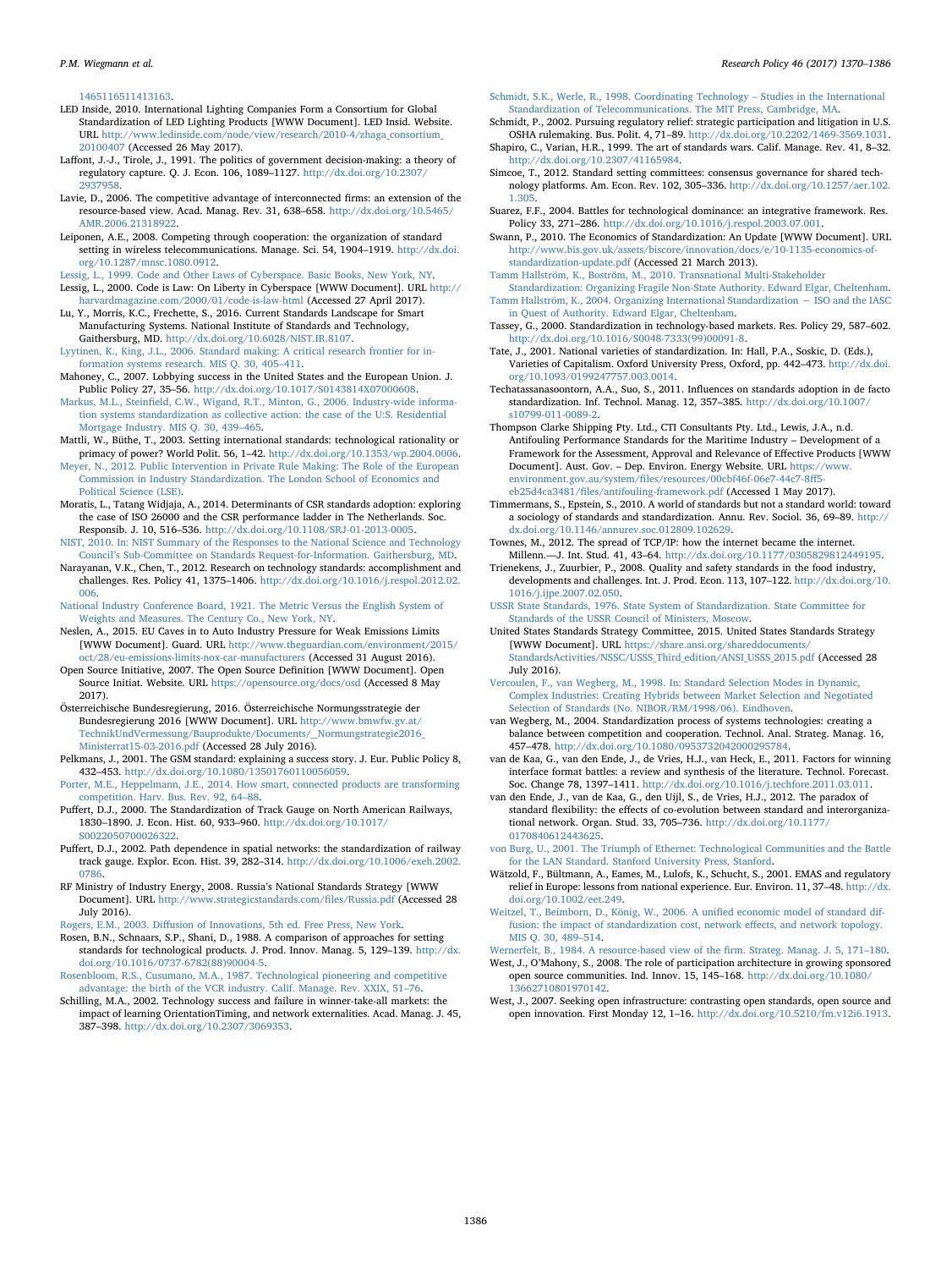1465116511413163.

LED Inside, 2010. International Lighting Companies Form a Consortium for Global Standardization of LED Lighting Products [WWW Document]. LED Insid. Website. URL http://www.ledinside.com/node/view/research/2010-4/zhaga_consortium_20100407 (Accessed 26 May 2017).

Laffont, J.-J., Tirole, J., 1991. The politics of government decision-making: a theory of regulatory capture. Q. J. Econ. 106, 1089–1127. http://dx.doi.org/10.2307/2937958.

Lavie, D., 2006. The competitive advantage of interconnected firms: an extension of the resource-based view. Acad. Manag. Rev. 31, 638–658. http://dx.doi.org/10.5465/AMR.2006.21318922.

Leiponen, A.E., 2008. Competing through cooperation: the organization of standard setting in wireless telecommunications. Manage. Sci. 54, 1904–1919. http://dx.doi.org/10.1287/mnsc.1080.0912.

Lessig, L., 1999. Code and Other Laws of Cyberspace. Basic Books, New York, NY.

Lessig, L., 2000. Code is Law: On Liberty in Cyberspace [WWW Document]. URL http://harvardmagazine.com/2000/01/code-is-law-html (Accessed 27 April 2017).

Lu, Y., Morris, K.C., Frechette, S., 2016. Current Standards Landscape for Smart Manufacturing Systems. National Institute of Standards and Technology, Gaithersburg, MD. http://dx.doi.org/10.6028/NIST.IR.8107.

Lyytinen, K., King, J.L., 2006. Standard making: A critical research frontier for information systems research. MIS Q. 30, 405–411.

Mahoney, C., 2007. Lobbying success in the United States and the European Union. J. Public Policy 27, 35–56. http://dx.doi.org/10.1017/S0143814X07000608.

Markus, M.L., Steinfield, C.W., Wigand, R.T., Minton, G., 2006. Industry-wide information systems standardization as collective action: the case of the U.S. Residential Mortgage Industry. MIS Q. 30, 439–465.

Mattli, W., Büthe, T., 2003. Setting international standards: technological rationality or primacy of power? World Polit. 56, 1–42. http://dx.doi.org/10.1353/wp.2004.0006.

Meyer, N., 2012. Public Intervention in Private Rule Making: The Role of the European Commission in Industry Standardization. The London School of Economics and Political Science (LSE).

Moratis, L., Tatang Widjaja, A., 2014. Determinants of CSR standards adoption: exploring the case of ISO 26000 and the CSR performance ladder in The Netherlands. Soc. Responsib. J. 10, 516–536. http://dx.doi.org/10.1108/SRJ-01-2013-0005.

NIST, 2010. In: NIST Summary of the Responses to the National Science and Technology Council's Sub-Committee on Standards Request-for-Information. Gaithersburg, MD.

Narayanan, V.K., Chen, T., 2012. Research on technology standards: accomplishment and challenges. Res. Policy 41, 1375–1406. http://dx.doi.org/10.1016/j.respol.2012.02.006.

National Industry Conference Board, 1921. The Metric Versus the English System of Weights and Measures. The Century Co., New York, NY.

Neslen, A., 2015. EU Caves in to Auto Industry Pressure for Weak Emissions Limits [WWW Document]. Guard. URL http://www.theguardian.com/environment/2015/oct/28/eu-emissions-limits-nox-car-manufacturers (Accessed 31 August 2016).

Open Source Initiative, 2007. The Open Source Definition [WWW Document]. Open Source Initiat. Website. URL https://opensource.org/docs/osd (Accessed 8 May 2017).

Österreichische Bundesregierung, 2016. Österreichische Normungsstrategie der Bundesregierung 2016 [WWW Document]. URL http://www.bmwfw.gv.at/TechnikUndVermessung/Bauprodukte/Documents/_Normungstrategie2016_Ministerrat15-03-2016.pdf (Accessed 28 July 2016).

Pelkmans, J., 2001. The GSM standard: explaining a success story. J. Eur. Public Policy 8, 432–453. http://dx.doi.org/10.1080/13501760110056059.

Porter, M.E., Heppelmann, J.E., 2014. How smart, connected products are transforming competition. Harv. Bus. Rev. 92, 64–88.

Puffert, D.J., 2000. The Standardization of Track Gauge on North American Railways, 1830–1890. J. Econ. Hist. 60, 933–960. http://dx.doi.org/10.1017/S0022050700026322.

Puffert, D.J., 2002. Path dependence in spatial networks: the standardization of railway track gauge. Explor. Econ. Hist. 39, 282–314. http://dx.doi.org/10.1006/exeh.2002.0786.

RF Ministry of Industry Energy, 2008. Russia's National Standards Strategy [WWW Document]. URL http://www.strategicstandards.com/files/Russia.pdf (Accessed 28 July 2016).

Rogers, E.M., 2003. Diffusion of Innovations, 5th ed. Free Press, New York.

Rosen, B.N., Schnaars, S.P., Shani, D., 1988. A comparison of approaches for setting standards for technological products. J. Prod. Innov. Manag. 5, 129–139. http://dx.doi.org/10.1016/0737-6782(88)90004-5.

Rosenbloom, R.S., Cusumano, M.A., 1987. Technological pioneering and competitive advantage: the birth of the VCR industry. Calif. Manage. Rev. XXIX, 51–76.

Schilling, M.A., 2002. Technology success and failure in winner-take-all markets: the impact of learning OrientationTiming, and network externalities. Acad. Manag. J. 45, 387–398. http://dx.doi.org/10.2307/3069353.

Schmidt, S.K., Werle, R., 1998. Coordinating Technology – Studies in the International Standardization of Telecommunications. The MIT Press, Cambridge, MA.

Schmidt, P., 2002. Pursuing regulatory relief: strategic participation and litigation in U.S. OSHA rulemaking. Bus. Polit. 4, 71–89. http://dx.doi.org/10.2202/1469-3569.1031.

Shapiro, C., Varian, H.R., 1999. The art of standards wars. Calif. Manage. Rev. 41, 8–32. http://dx.doi.org/10.2307/41165984.

Simcoe, T., 2012. Standard setting committees: consensus governance for shared technology platforms. Am. Econ. Rev. 102, 305–336. http://dx.doi.org/10.1257/aer.102.1.305.

Suarez, F.F., 2004. Battles for technological dominance: an integrative framework. Res. Policy 33, 271–286. http://dx.doi.org/10.1016/j.respol.2003.07.001.

Swann, P., 2010. The Economics of Standardization: An Update [WWW Document]. URL http://www.bis.gov.uk/assets/biscore/innovation/docs/e/10-1135-economics-of-standardization-update.pdf (Accessed 21 March 2013).

Tamm Hallström, K., Boström, M., 2010. Transnational Multi-Stakeholder Standardization: Organizing Fragile Non-State Authority. Edward Elgar, Cheltenham.

Tamm Hallström, K., 2004. Organizing International Standardization − ISO and the IASC in Quest of Authority. Edward Elgar, Cheltenham.

Tassey, G., 2000. Standardization in technology-based markets. Res. Policy 29, 587–602. http://dx.doi.org/10.1016/S0048-7333(99)00091-8.

Tate, J., 2001. National varieties of standardization. In: Hall, P.A., Soskic, D. (Eds.), Varieties of Capitalism. Oxford University Press, Oxford, pp. 442–473. http://dx.doi.org/10.1093/0199247757.003.0014.

Techatassanasoontorn, A.A., Suo, S., 2011. Influences on standards adoption in de facto standardization. Inf. Technol. Manag. 12, 357–385. http://dx.doi.org/10.1007/s10799-011-0089-2.

Thompson Clarke Shipping Pty. Ltd., CTI Consultants Pty. Ltd., Lewis, J.A., n.d. Antifouling Performance Standards for the Maritime Industry – Development of a Framework for the Assessment, Approval and Relevance of Effective Products [WWW Document]. Aust. Gov. – Dep. Environ. Energy Website. URL https://www.environment.gov.au/system/files/resources/00cbf46f-06e7-44c7-8ff5-eb25d4ca3481/files/antifouling-framework.pdf (Accessed 1 May 2017).

Timmermans, S., Epstein, S., 2010. A world of standards but not a standard world: toward a sociology of standards and standardization. Annu. Rev. Sociol. 36, 69–89. http://dx.doi.org/10.1146/annurev.soc.012809.102629.

Townes, M., 2012. The spread of TCP/IP: how the internet became the internet. Millenn.—J. Int. Stud. 41, 43–64. http://dx.doi.org/10.1177/0305829812449195.

Trienekens, J., Zuurbier, P., 2008. Quality and safety standards in the food industry, developments and challenges. Int. J. Prod. Econ. 113, 107–122. http://dx.doi.org/10.1016/j.ijpe.2007.02.050.

USSR State Standards, 1976. State System of Standardization. State Committee for Standards of the USSR Council of Ministers, Moscow.

United States Standards Strategy Committee, 2015. United States Standards Strategy [WWW Document]. URL https://share.ansi.org/shareddocuments/StandardsActivities/NSSC/USSS_Third_edition/ANSI_USSS_2015.pdf (Accessed 28 July 2016).

Vercoulen, F., van Wegberg, M., 1998. In: Standard Selection Modes in Dynamic, Complex Industries: Creating Hybrids between Market Selection and Negotiated Selection of Standards (No. NIBOR/RM/1998/06). Eindhoven.

van Wegberg, M., 2004. Standardization process of systems technologies: creating a balance between competition and cooperation. Technol. Anal. Strateg. Manag. 16, 457–478. http://dx.doi.org/10.1080/0953732042000295784.

van de Kaa, G., van den Ende, J., de Vries, H.J., van Heck, E., 2011. Factors for winning interface format battles: a review and synthesis of the literature. Technol. Forecast. Soc. Change 78, 1397–1411. http://dx.doi.org/10.1016/j.techfore.2011.03.011.

van den Ende, J., van de Kaa, G., den Uijl, S., de Vries, H.J., 2012. The paradox of standard flexibility: the effects of co-evolution between standard and interorganizational network. Organ. Stud. 33, 705–736. http://dx.doi.org/10.1177/0170840612443625.

von Burg, U., 2001. The Triumph of Ethernet: Technological Communities and the Battle for the LAN Standard. Stanford University Press, Stanford.

Wätzold, F., Bültmann, A., Eames, M., Lulofs, K., Schucht, S., 2001. EMAS and regulatory relief in Europe: lessons from national experience. Eur. Environ. 11, 37–48. http://dx.doi.org/10.1002/eet.249.

Weitzel, T., Beimborn, D., König, W., 2006. A unified economic model of standard diffusion: the impact of standardization cost, network effects, and network topology. MIS Q. 30, 489–514.

Wernerfelt, B., 1984. A resource-based view of the firm. Strateg. Manag. J. 5, 171–180.

West, J., O'Mahony, S., 2008. The role of participation architecture in growing sponsored open source communities. Ind. Innov. 15, 145–168. http://dx.doi.org/10.1080/13662710801970142.

West, J., 2007. Seeking open infrastructure: contrasting open standards, open source and open innovation. First Monday 12, 1–16. http://dx.doi.org/10.5210/fm.v12i6.1913.